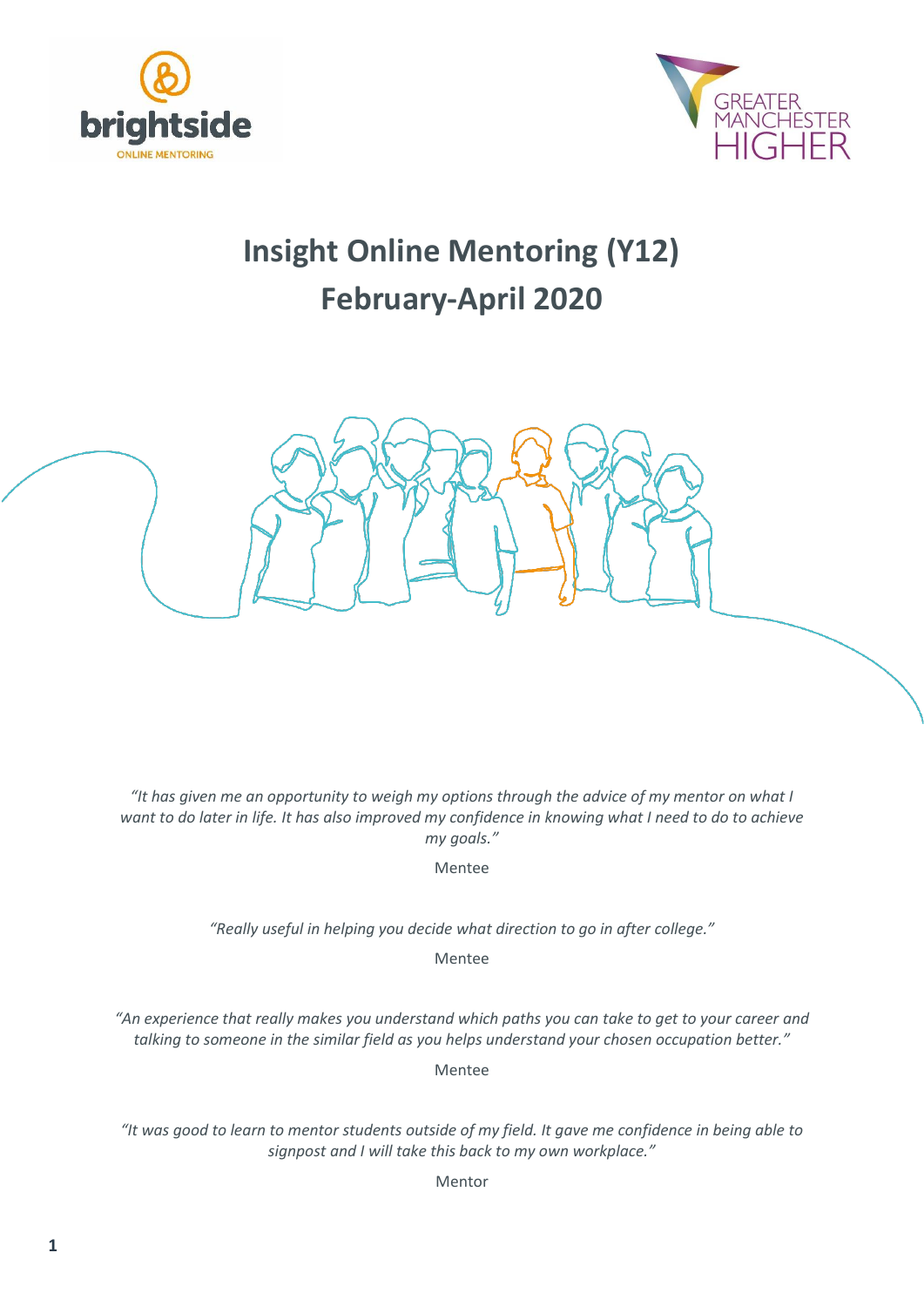brightside

ONLINE MENTORING

GREATER MANCHESTER HIGHER

# Insight Online Mentoring (Y12)
# February-April 2020

*"It has given me an opportunity to weigh my options through the advice of my mentor on what I want to do later in life. It has also improved my confidence in knowing what I need to do to achieve my goals."*

Mentee

*"Really useful in helping you decide what direction to go in after college."*

Mentee

*"An experience that really makes you understand which paths you can take to get to your career and talking to someone in the similar field as you helps understand your chosen occupation better."*

Mentee

*"It was good to learn to mentor students outside of my field. It gave me confidence in being able to signpost and I will take this back to my own workplace."*

Mentor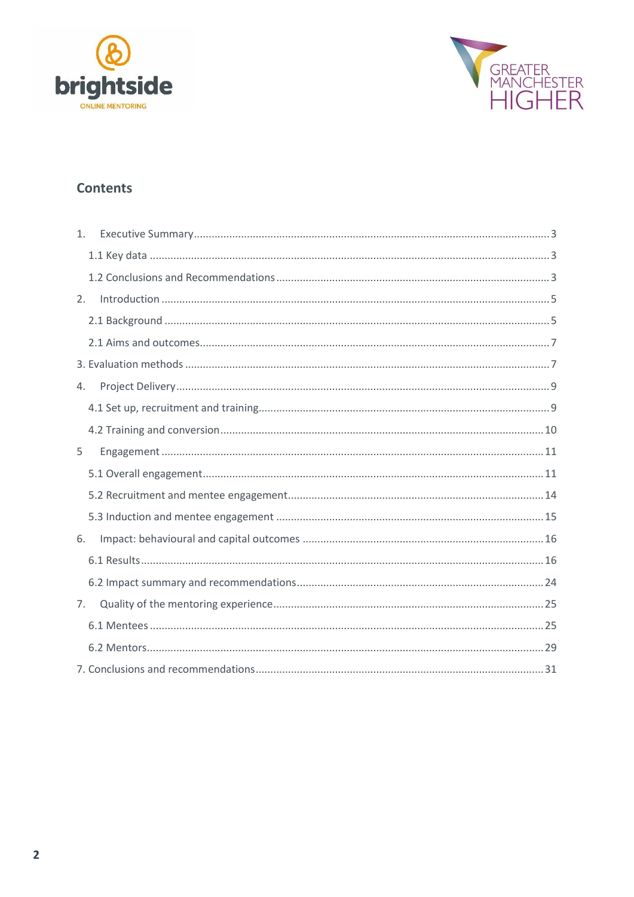## Contents

1. Executive Summary ........ 3
   - 1.1 Key data ........ 3
   - 1.2 Conclusions and Recommendations ........ 3
2. Introduction ........ 5
   - 2.1 Background ........ 5
   - 2.1 Aims and outcomes ........ 7

3. Evaluation methods ........ 7

4. Project Delivery ........ 9
   - 4.1 Set up, recruitment and training ........ 9
   - 4.2 Training and conversion ........ 10

5 Engagement ........ 11
   - 5.1 Overall engagement ........ 11
   - 5.2 Recruitment and mentee engagement ........ 14
   - 5.3 Induction and mentee engagement ........ 15

6. Impact: behavioural and capital outcomes ........ 16
   - 6.1 Results ........ 16
   - 6.2 Impact summary and recommendations ........ 24

7. Quality of the mentoring experience ........ 25
   - 6.1 Mentees ........ 25
   - 6.2 Mentors ........ 29

7. Conclusions and recommendations ........ 31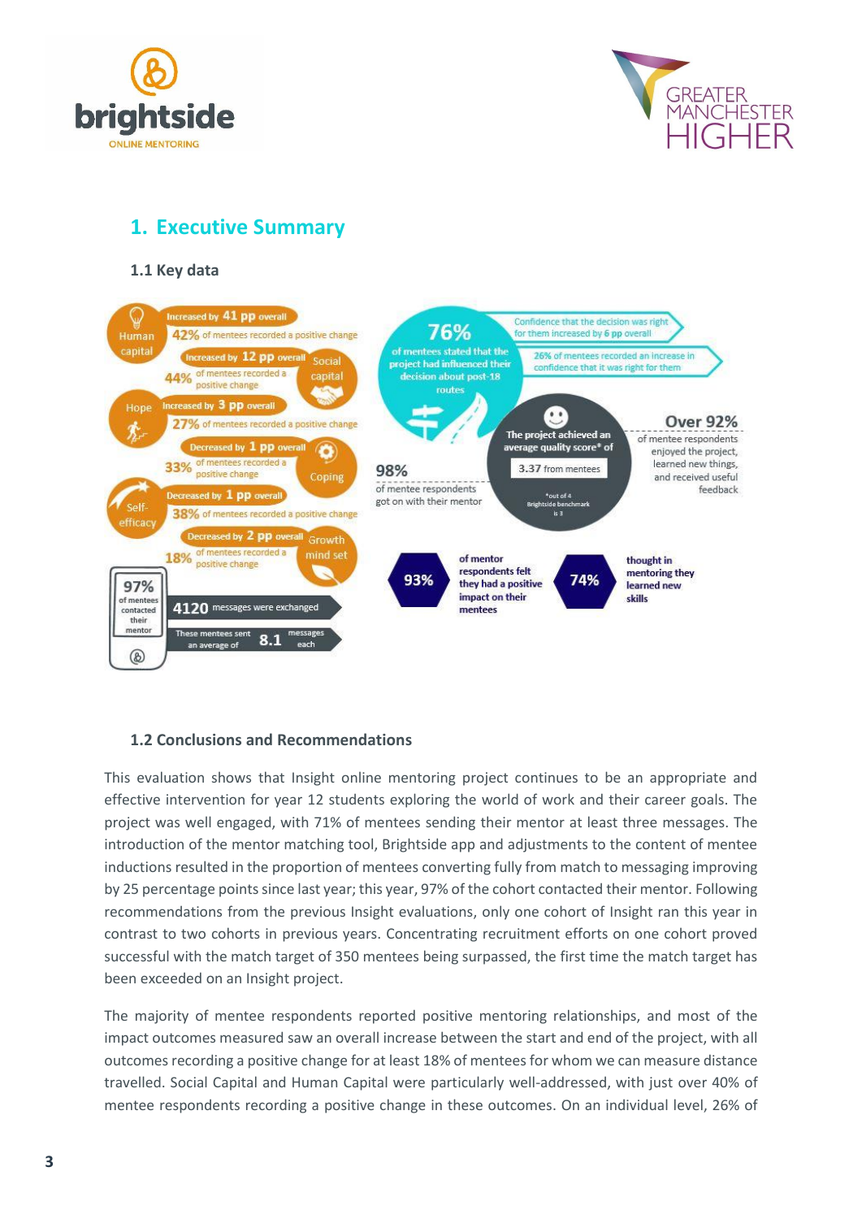## 1. Executive Summary

### 1.1 Key data

**Human capital** – Increased by 41 pp overall. 42% of mentees recorded a positive change

**Social capital** – Increased by 12 pp overall. 44% of mentees recorded a positive change

**Hope** – Increased by 3 pp overall. 27% of mentees recorded a positive change

**Coping** – Decreased by 1 pp overall. 33% of mentees recorded a positive change

**Self-efficacy** – Decreased by 1 pp overall. 38% of mentees recorded a positive change

**Growth mind set** – Decreased by 2 pp overall. 18% of mentees recorded a positive change

97% of mentees contacted their mentor

4120 messages were exchanged

These mentees sent an average of 8.1 messages each

76% of mentees stated that the project had influenced their decision about post-18 routes

Confidence that the decision was right for them increased by 6 pp overall

26% of mentees recorded an increase in confidence that it was right for them

The project achieved an average quality score* of 3.37 from mentees

*out of 4 Brightside benchmark is 3

98% of mentee respondents got on with their mentor

Over 92% of mentee respondents enjoyed the project, learned new things, and received useful feedback

93% of mentor respondents felt they had a positive impact on their mentees

74% thought in mentoring they learned new skills

### 1.2 Conclusions and Recommendations

This evaluation shows that Insight online mentoring project continues to be an appropriate and effective intervention for year 12 students exploring the world of work and their career goals. The project was well engaged, with 71% of mentees sending their mentor at least three messages. The introduction of the mentor matching tool, Brightside app and adjustments to the content of mentee inductions resulted in the proportion of mentees converting fully from match to messaging improving by 25 percentage points since last year; this year, 97% of the cohort contacted their mentor. Following recommendations from the previous Insight evaluations, only one cohort of Insight ran this year in contrast to two cohorts in previous years. Concentrating recruitment efforts on one cohort proved successful with the match target of 350 mentees being surpassed, the first time the match target has been exceeded on an Insight project.

The majority of mentee respondents reported positive mentoring relationships, and most of the impact outcomes measured saw an overall increase between the start and end of the project, with all outcomes recording a positive change for at least 18% of mentees for whom we can measure distance travelled. Social Capital and Human Capital were particularly well-addressed, with just over 40% of mentee respondents recording a positive change in these outcomes. On an individual level, 26% of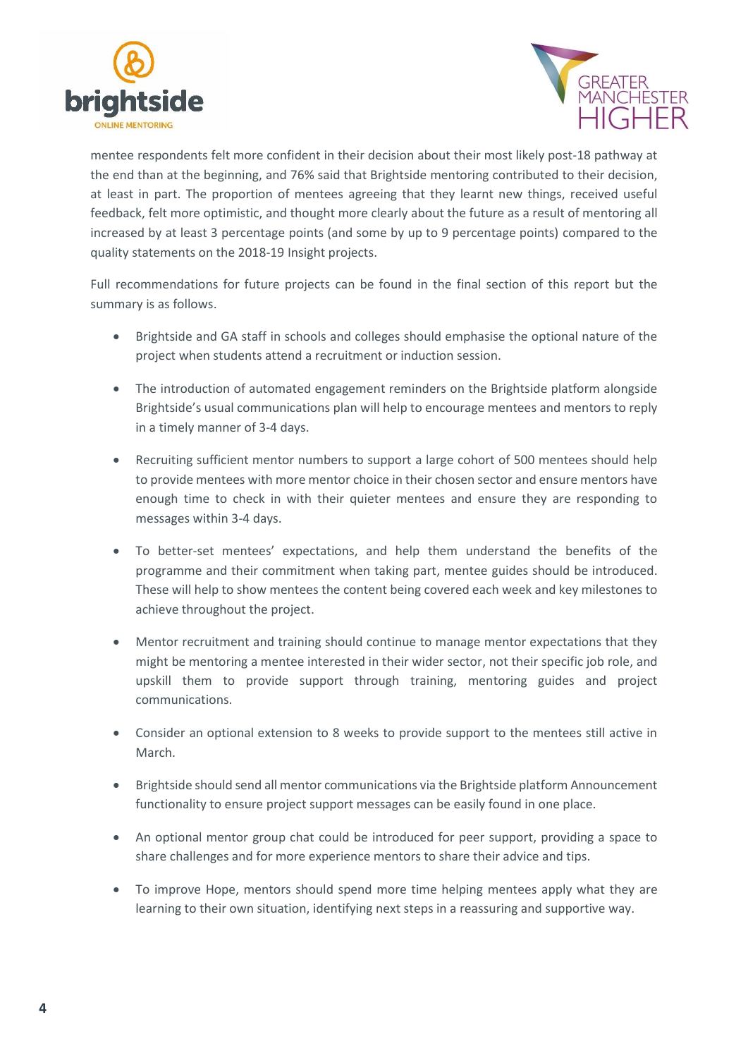mentee respondents felt more confident in their decision about their most likely post-18 pathway at the end than at the beginning, and 76% said that Brightside mentoring contributed to their decision, at least in part. The proportion of mentees agreeing that they learnt new things, received useful feedback, felt more optimistic, and thought more clearly about the future as a result of mentoring all increased by at least 3 percentage points (and some by up to 9 percentage points) compared to the quality statements on the 2018-19 Insight projects.

Full recommendations for future projects can be found in the final section of this report but the summary is as follows.

- Brightside and GA staff in schools and colleges should emphasise the optional nature of the project when students attend a recruitment or induction session.
- The introduction of automated engagement reminders on the Brightside platform alongside Brightside's usual communications plan will help to encourage mentees and mentors to reply in a timely manner of 3-4 days.
- Recruiting sufficient mentor numbers to support a large cohort of 500 mentees should help to provide mentees with more mentor choice in their chosen sector and ensure mentors have enough time to check in with their quieter mentees and ensure they are responding to messages within 3-4 days.
- To better-set mentees' expectations, and help them understand the benefits of the programme and their commitment when taking part, mentee guides should be introduced. These will help to show mentees the content being covered each week and key milestones to achieve throughout the project.
- Mentor recruitment and training should continue to manage mentor expectations that they might be mentoring a mentee interested in their wider sector, not their specific job role, and upskill them to provide support through training, mentoring guides and project communications.
- Consider an optional extension to 8 weeks to provide support to the mentees still active in March.
- Brightside should send all mentor communications via the Brightside platform Announcement functionality to ensure project support messages can be easily found in one place.
- An optional mentor group chat could be introduced for peer support, providing a space to share challenges and for more experience mentors to share their advice and tips.
- To improve Hope, mentors should spend more time helping mentees apply what they are learning to their own situation, identifying next steps in a reassuring and supportive way.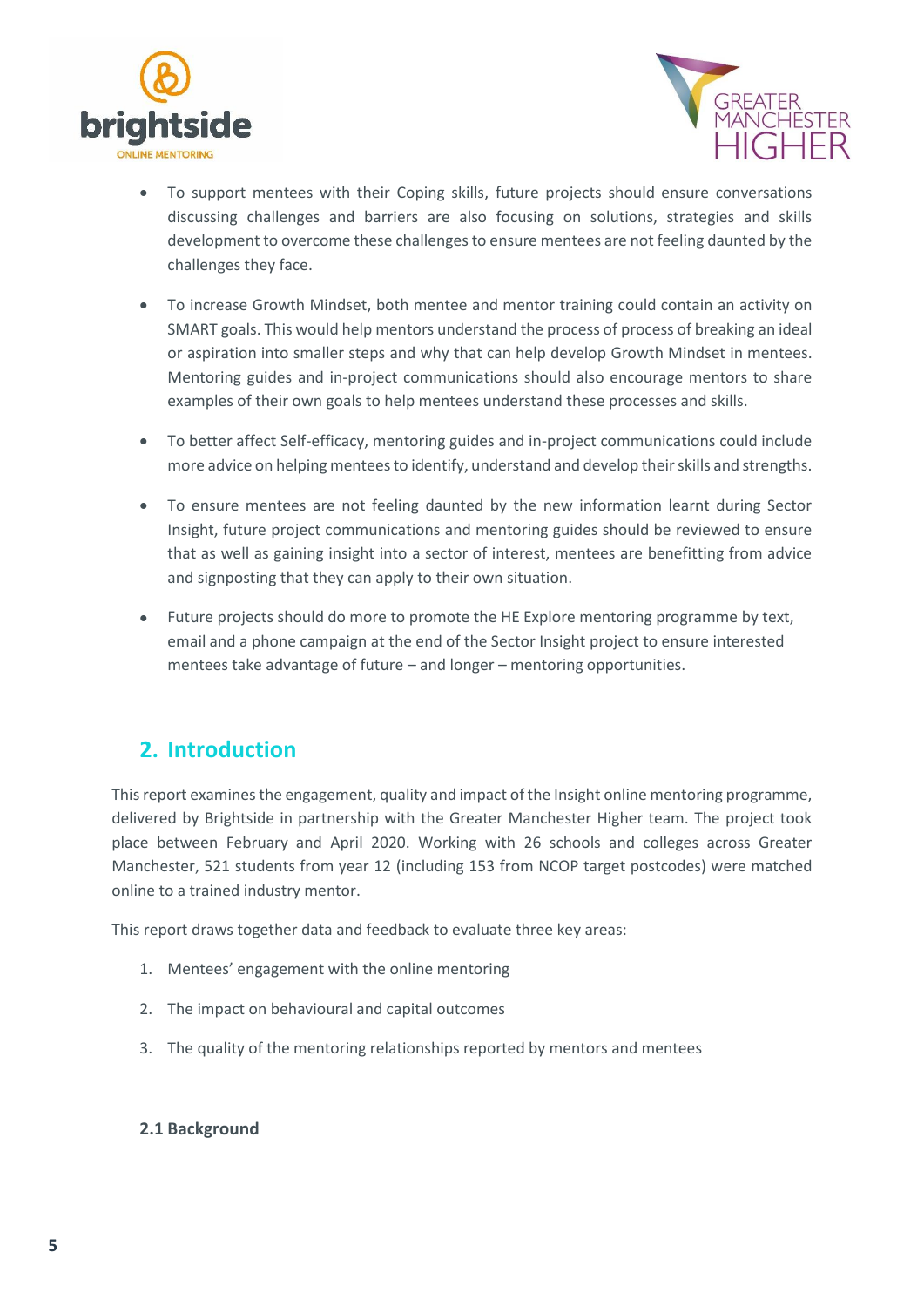- To support mentees with their Coping skills, future projects should ensure conversations discussing challenges and barriers are also focusing on solutions, strategies and skills development to overcome these challenges to ensure mentees are not feeling daunted by the challenges they face.

- To increase Growth Mindset, both mentee and mentor training could contain an activity on SMART goals. This would help mentors understand the process of process of breaking an ideal or aspiration into smaller steps and why that can help develop Growth Mindset in mentees. Mentoring guides and in-project communications should also encourage mentors to share examples of their own goals to help mentees understand these processes and skills.

- To better affect Self-efficacy, mentoring guides and in-project communications could include more advice on helping mentees to identify, understand and develop their skills and strengths.

- To ensure mentees are not feeling daunted by the new information learnt during Sector Insight, future project communications and mentoring guides should be reviewed to ensure that as well as gaining insight into a sector of interest, mentees are benefitting from advice and signposting that they can apply to their own situation.

- Future projects should do more to promote the HE Explore mentoring programme by text, email and a phone campaign at the end of the Sector Insight project to ensure interested mentees take advantage of future – and longer – mentoring opportunities.

## 2. Introduction

This report examines the engagement, quality and impact of the Insight online mentoring programme, delivered by Brightside in partnership with the Greater Manchester Higher team. The project took place between February and April 2020. Working with 26 schools and colleges across Greater Manchester, 521 students from year 12 (including 153 from NCOP target postcodes) were matched online to a trained industry mentor.

This report draws together data and feedback to evaluate three key areas:

1. Mentees' engagement with the online mentoring
2. The impact on behavioural and capital outcomes
3. The quality of the mentoring relationships reported by mentors and mentees

### 2.1 Background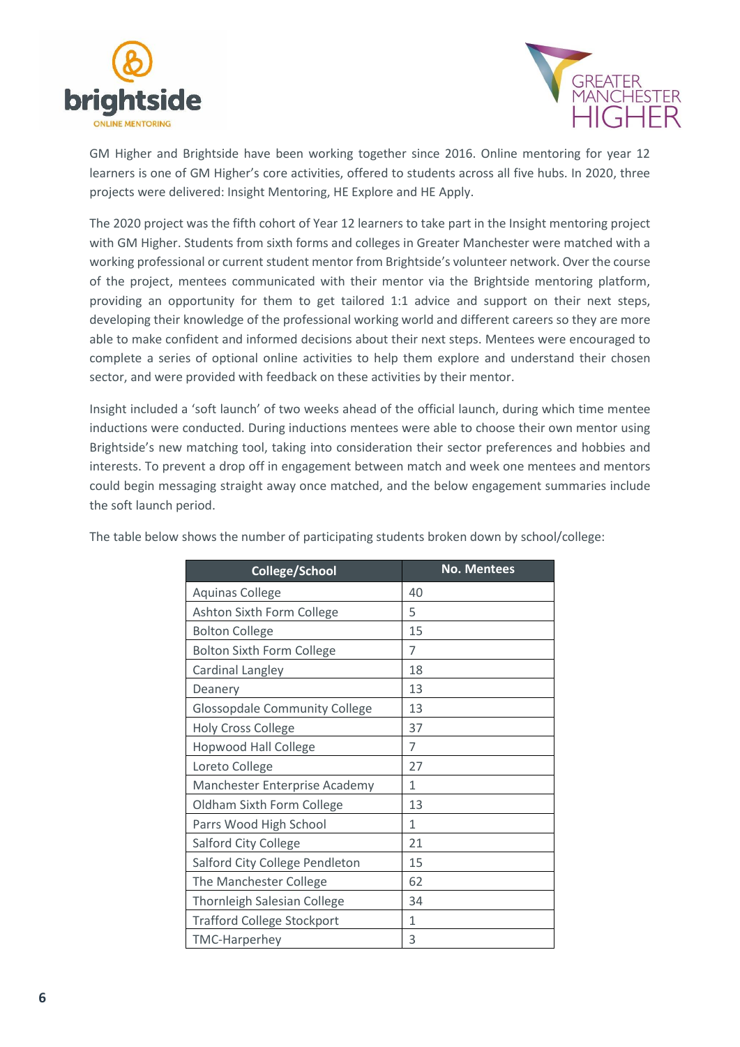GM Higher and Brightside have been working together since 2016. Online mentoring for year 12 learners is one of GM Higher's core activities, offered to students across all five hubs. In 2020, three projects were delivered: Insight Mentoring, HE Explore and HE Apply.

The 2020 project was the fifth cohort of Year 12 learners to take part in the Insight mentoring project with GM Higher. Students from sixth forms and colleges in Greater Manchester were matched with a working professional or current student mentor from Brightside's volunteer network. Over the course of the project, mentees communicated with their mentor via the Brightside mentoring platform, providing an opportunity for them to get tailored 1:1 advice and support on their next steps, developing their knowledge of the professional working world and different careers so they are more able to make confident and informed decisions about their next steps. Mentees were encouraged to complete a series of optional online activities to help them explore and understand their chosen sector, and were provided with feedback on these activities by their mentor.

Insight included a 'soft launch' of two weeks ahead of the official launch, during which time mentee inductions were conducted. During inductions mentees were able to choose their own mentor using Brightside's new matching tool, taking into consideration their sector preferences and hobbies and interests. To prevent a drop off in engagement between match and week one mentees and mentors could begin messaging straight away once matched, and the below engagement summaries include the soft launch period.

The table below shows the number of participating students broken down by school/college:

| College/School | No. Mentees |
|---|---|
| Aquinas College | 40 |
| Ashton Sixth Form College | 5 |
| Bolton College | 15 |
| Bolton Sixth Form College | 7 |
| Cardinal Langley | 18 |
| Deanery | 13 |
| Glossopdale Community College | 13 |
| Holy Cross College | 37 |
| Hopwood Hall College | 7 |
| Loreto College | 27 |
| Manchester Enterprise Academy | 1 |
| Oldham Sixth Form College | 13 |
| Parrs Wood High School | 1 |
| Salford City College | 21 |
| Salford City College Pendleton | 15 |
| The Manchester College | 62 |
| Thornleigh Salesian College | 34 |
| Trafford College Stockport | 1 |
| TMC-Harperhey | 3 |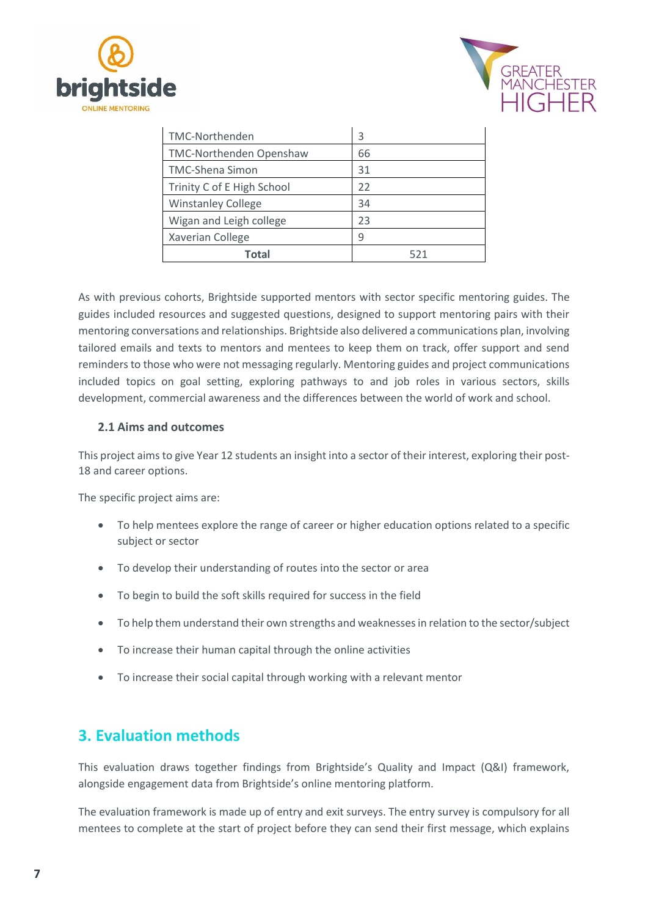| | |
|---|---|
| TMC-Northenden | 3 |
| TMC-Northenden Openshaw | 66 |
| TMC-Shena Simon | 31 |
| Trinity C of E High School | 22 |
| Winstanley College | 34 |
| Wigan and Leigh college | 23 |
| Xaverian College | 9 |
| **Total** | 521 |

As with previous cohorts, Brightside supported mentors with sector specific mentoring guides. The guides included resources and suggested questions, designed to support mentoring pairs with their mentoring conversations and relationships. Brightside also delivered a communications plan, involving tailored emails and texts to mentors and mentees to keep them on track, offer support and send reminders to those who were not messaging regularly. Mentoring guides and project communications included topics on goal setting, exploring pathways to and job roles in various sectors, skills development, commercial awareness and the differences between the world of work and school.

### 2.1 Aims and outcomes

This project aims to give Year 12 students an insight into a sector of their interest, exploring their post-18 and career options.

The specific project aims are:

- To help mentees explore the range of career or higher education options related to a specific subject or sector
- To develop their understanding of routes into the sector or area
- To begin to build the soft skills required for success in the field
- To help them understand their own strengths and weaknesses in relation to the sector/subject
- To increase their human capital through the online activities
- To increase their social capital through working with a relevant mentor

## 3. Evaluation methods

This evaluation draws together findings from Brightside's Quality and Impact (Q&I) framework, alongside engagement data from Brightside's online mentoring platform.

The evaluation framework is made up of entry and exit surveys. The entry survey is compulsory for all mentees to complete at the start of project before they can send their first message, which explains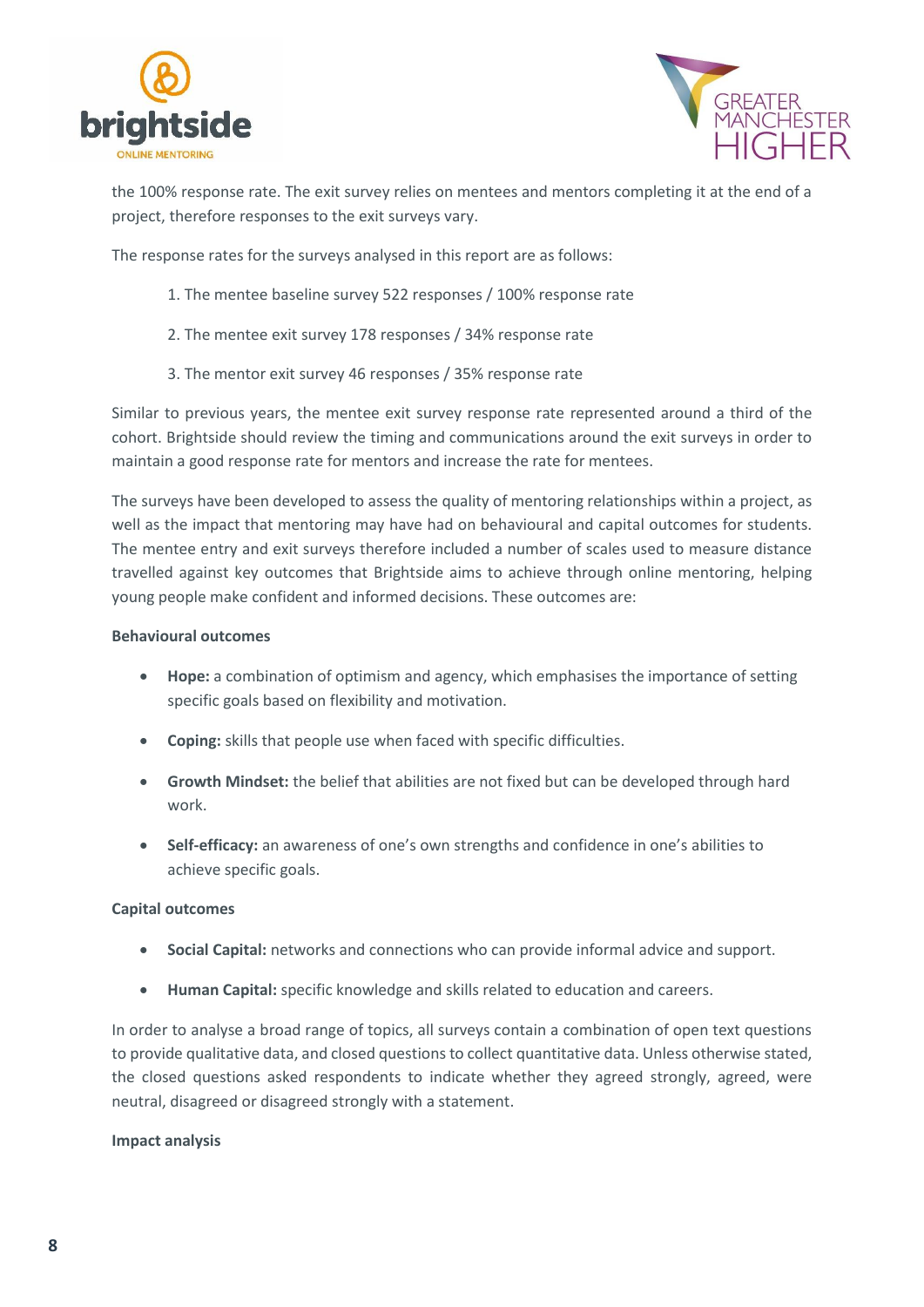the 100% response rate. The exit survey relies on mentees and mentors completing it at the end of a project, therefore responses to the exit surveys vary.

The response rates for the surveys analysed in this report are as follows:

1. The mentee baseline survey 522 responses / 100% response rate
2. The mentee exit survey 178 responses / 34% response rate
3. The mentor exit survey 46 responses / 35% response rate

Similar to previous years, the mentee exit survey response rate represented around a third of the cohort. Brightside should review the timing and communications around the exit surveys in order to maintain a good response rate for mentors and increase the rate for mentees.

The surveys have been developed to assess the quality of mentoring relationships within a project, as well as the impact that mentoring may have had on behavioural and capital outcomes for students. The mentee entry and exit surveys therefore included a number of scales used to measure distance travelled against key outcomes that Brightside aims to achieve through online mentoring, helping young people make confident and informed decisions. These outcomes are:

**Behavioural outcomes**

- **Hope:** a combination of optimism and agency, which emphasises the importance of setting specific goals based on flexibility and motivation.
- **Coping:** skills that people use when faced with specific difficulties.
- **Growth Mindset:** the belief that abilities are not fixed but can be developed through hard work.
- **Self-efficacy:** an awareness of one's own strengths and confidence in one's abilities to achieve specific goals.

**Capital outcomes**

- **Social Capital:** networks and connections who can provide informal advice and support.
- **Human Capital:** specific knowledge and skills related to education and careers.

In order to analyse a broad range of topics, all surveys contain a combination of open text questions to provide qualitative data, and closed questions to collect quantitative data. Unless otherwise stated, the closed questions asked respondents to indicate whether they agreed strongly, agreed, were neutral, disagreed or disagreed strongly with a statement.

**Impact analysis**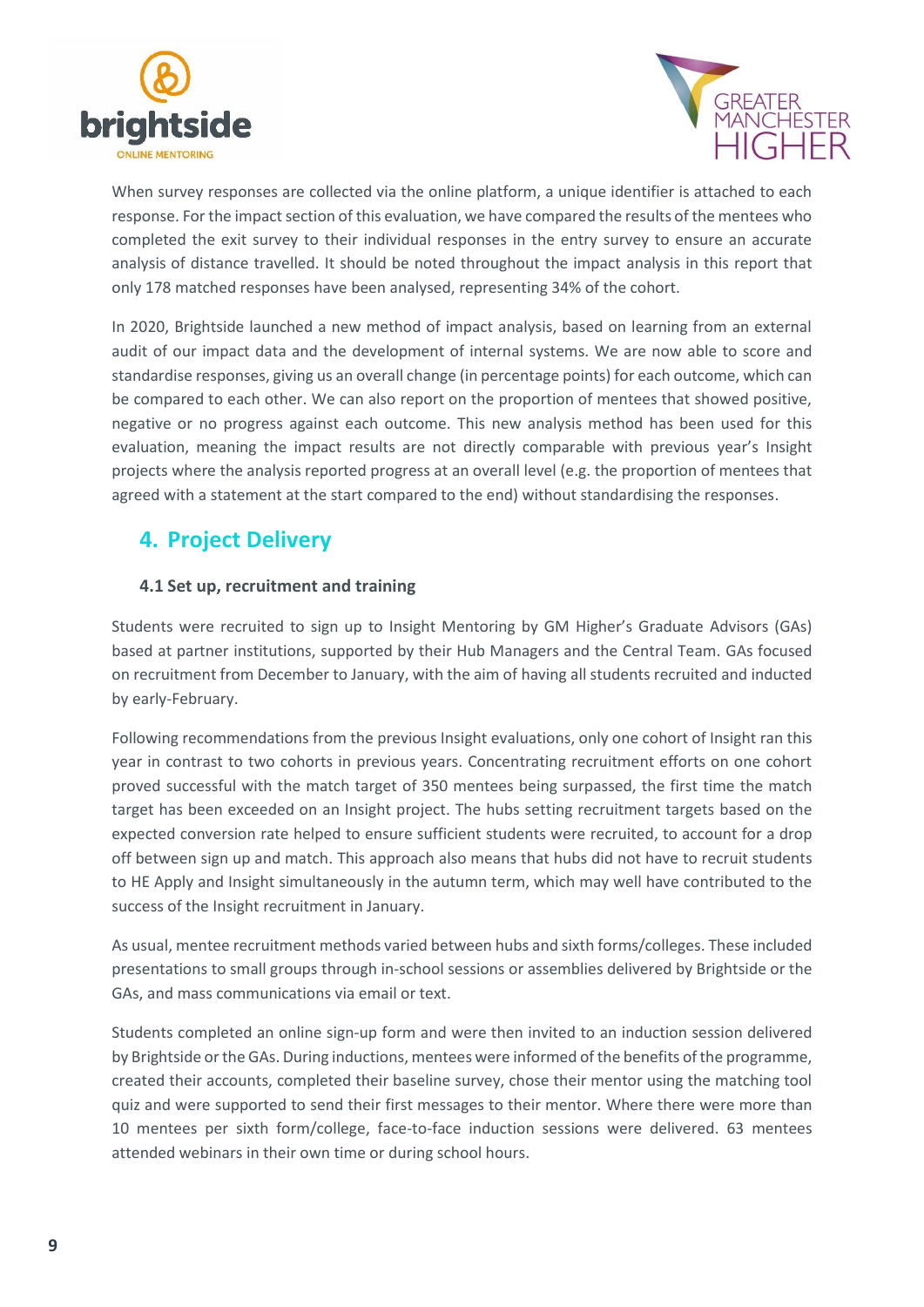When survey responses are collected via the online platform, a unique identifier is attached to each response. For the impact section of this evaluation, we have compared the results of the mentees who completed the exit survey to their individual responses in the entry survey to ensure an accurate analysis of distance travelled. It should be noted throughout the impact analysis in this report that only 178 matched responses have been analysed, representing 34% of the cohort.

In 2020, Brightside launched a new method of impact analysis, based on learning from an external audit of our impact data and the development of internal systems. We are now able to score and standardise responses, giving us an overall change (in percentage points) for each outcome, which can be compared to each other. We can also report on the proportion of mentees that showed positive, negative or no progress against each outcome. This new analysis method has been used for this evaluation, meaning the impact results are not directly comparable with previous year's Insight projects where the analysis reported progress at an overall level (e.g. the proportion of mentees that agreed with a statement at the start compared to the end) without standardising the responses.

## 4. Project Delivery

### 4.1 Set up, recruitment and training

Students were recruited to sign up to Insight Mentoring by GM Higher's Graduate Advisors (GAs) based at partner institutions, supported by their Hub Managers and the Central Team. GAs focused on recruitment from December to January, with the aim of having all students recruited and inducted by early-February.

Following recommendations from the previous Insight evaluations, only one cohort of Insight ran this year in contrast to two cohorts in previous years. Concentrating recruitment efforts on one cohort proved successful with the match target of 350 mentees being surpassed, the first time the match target has been exceeded on an Insight project. The hubs setting recruitment targets based on the expected conversion rate helped to ensure sufficient students were recruited, to account for a drop off between sign up and match. This approach also means that hubs did not have to recruit students to HE Apply and Insight simultaneously in the autumn term, which may well have contributed to the success of the Insight recruitment in January.

As usual, mentee recruitment methods varied between hubs and sixth forms/colleges. These included presentations to small groups through in-school sessions or assemblies delivered by Brightside or the GAs, and mass communications via email or text.

Students completed an online sign-up form and were then invited to an induction session delivered by Brightside or the GAs. During inductions, mentees were informed of the benefits of the programme, created their accounts, completed their baseline survey, chose their mentor using the matching tool quiz and were supported to send their first messages to their mentor. Where there were more than 10 mentees per sixth form/college, face-to-face induction sessions were delivered. 63 mentees attended webinars in their own time or during school hours.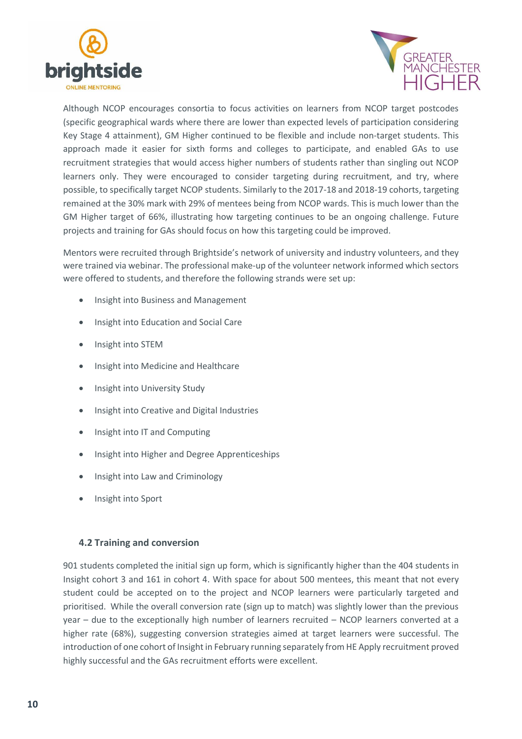Although NCOP encourages consortia to focus activities on learners from NCOP target postcodes (specific geographical wards where there are lower than expected levels of participation considering Key Stage 4 attainment), GM Higher continued to be flexible and include non-target students. This approach made it easier for sixth forms and colleges to participate, and enabled GAs to use recruitment strategies that would access higher numbers of students rather than singling out NCOP learners only. They were encouraged to consider targeting during recruitment, and try, where possible, to specifically target NCOP students. Similarly to the 2017-18 and 2018-19 cohorts, targeting remained at the 30% mark with 29% of mentees being from NCOP wards. This is much lower than the GM Higher target of 66%, illustrating how targeting continues to be an ongoing challenge. Future projects and training for GAs should focus on how this targeting could be improved.

Mentors were recruited through Brightside's network of university and industry volunteers, and they were trained via webinar. The professional make-up of the volunteer network informed which sectors were offered to students, and therefore the following strands were set up:

- Insight into Business and Management
- Insight into Education and Social Care
- Insight into STEM
- Insight into Medicine and Healthcare
- Insight into University Study
- Insight into Creative and Digital Industries
- Insight into IT and Computing
- Insight into Higher and Degree Apprenticeships
- Insight into Law and Criminology
- Insight into Sport

### 4.2 Training and conversion

901 students completed the initial sign up form, which is significantly higher than the 404 students in Insight cohort 3 and 161 in cohort 4. With space for about 500 mentees, this meant that not every student could be accepted on to the project and NCOP learners were particularly targeted and prioritised. While the overall conversion rate (sign up to match) was slightly lower than the previous year – due to the exceptionally high number of learners recruited – NCOP learners converted at a higher rate (68%), suggesting conversion strategies aimed at target learners were successful. The introduction of one cohort of Insight in February running separately from HE Apply recruitment proved highly successful and the GAs recruitment efforts were excellent.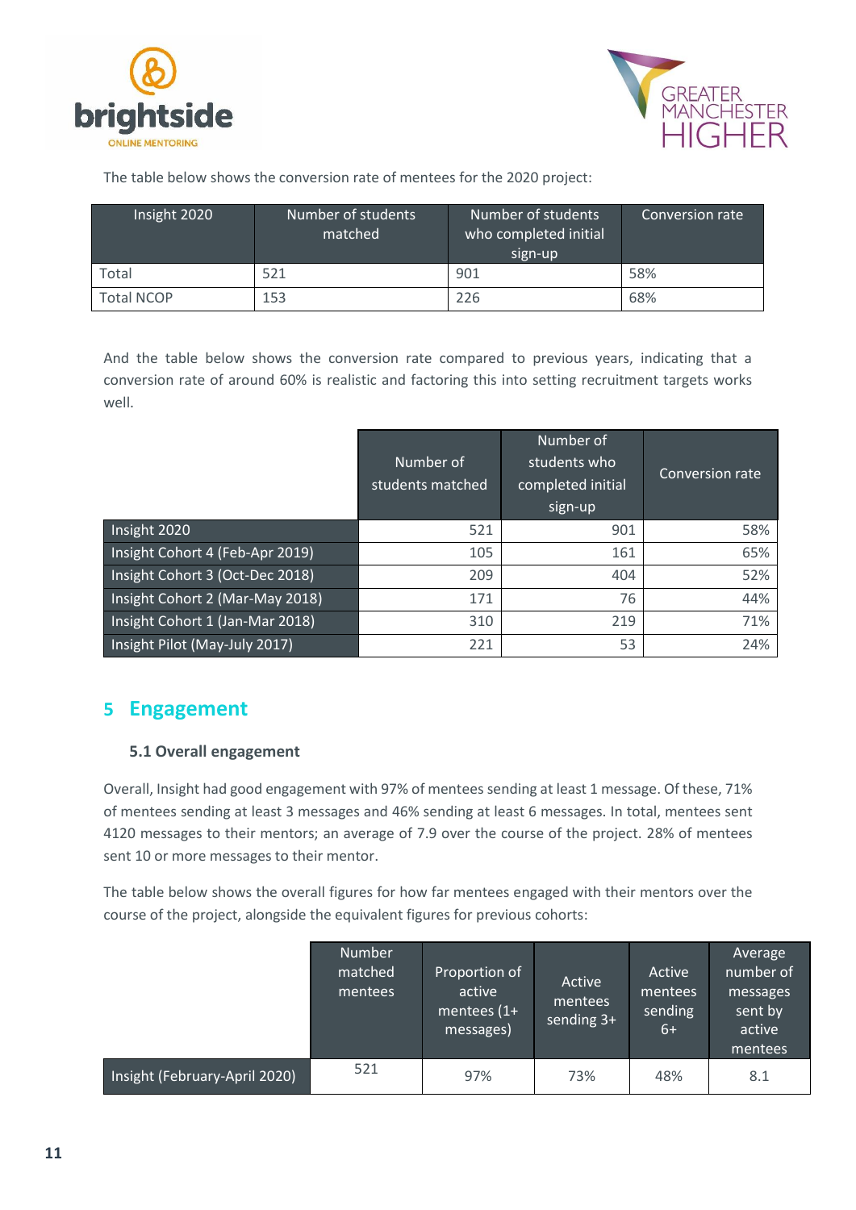The table below shows the conversion rate of mentees for the 2020 project:

| Insight 2020 | Number of students matched | Number of students who completed initial sign-up | Conversion rate |
|---|---|---|---|
| Total | 521 | 901 | 58% |
| Total NCOP | 153 | 226 | 68% |

And the table below shows the conversion rate compared to previous years, indicating that a conversion rate of around 60% is realistic and factoring this into setting recruitment targets works well.

| | Number of students matched | Number of students who completed initial sign-up | Conversion rate |
|---|---|---|---|
| Insight 2020 | 521 | 901 | 58% |
| Insight Cohort 4 (Feb-Apr 2019) | 105 | 161 | 65% |
| Insight Cohort 3 (Oct-Dec 2018) | 209 | 404 | 52% |
| Insight Cohort 2 (Mar-May 2018) | 171 | 76 | 44% |
| Insight Cohort 1 (Jan-Mar 2018) | 310 | 219 | 71% |
| Insight Pilot (May-July 2017) | 221 | 53 | 24% |

## 5 Engagement

### 5.1 Overall engagement

Overall, Insight had good engagement with 97% of mentees sending at least 1 message. Of these, 71% of mentees sending at least 3 messages and 46% sending at least 6 messages. In total, mentees sent 4120 messages to their mentors; an average of 7.9 over the course of the project. 28% of mentees sent 10 or more messages to their mentor.

The table below shows the overall figures for how far mentees engaged with their mentors over the course of the project, alongside the equivalent figures for previous cohorts:

| | Number matched mentees | Proportion of active mentees (1+ messages) | Active mentees sending 3+ | Active mentees sending 6+ | Average number of messages sent by active mentees |
|---|---|---|---|---|---|
| Insight (February-April 2020) | 521 | 97% | 73% | 48% | 8.1 |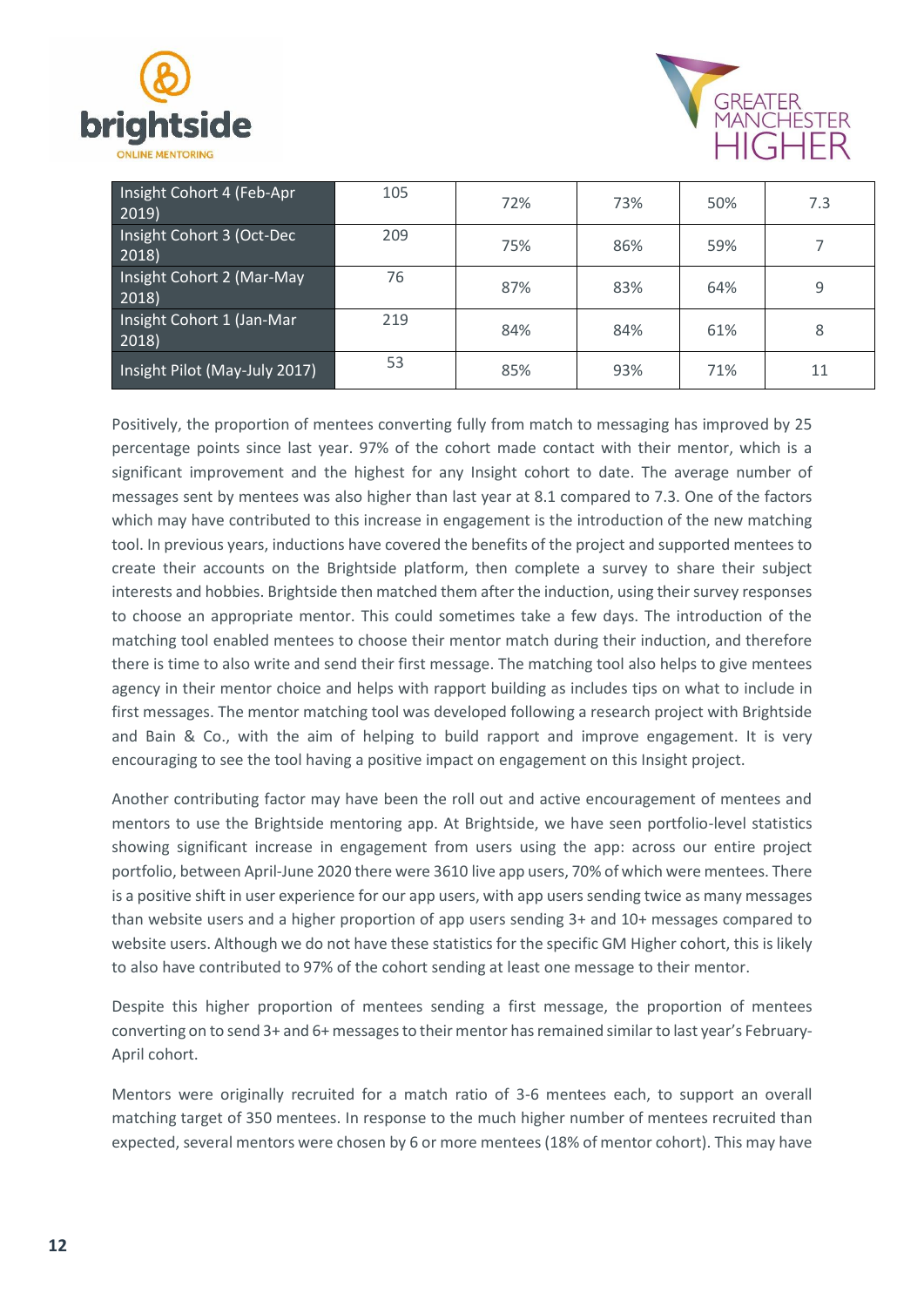| Insight Cohort 4 (Feb-Apr 2019) | 105 | 72% | 73% | 50% | 7.3 |
|---|---|---|---|---|---|
| Insight Cohort 3 (Oct-Dec 2018) | 209 | 75% | 86% | 59% | 7 |
| Insight Cohort 2 (Mar-May 2018) | 76 | 87% | 83% | 64% | 9 |
| Insight Cohort 1 (Jan-Mar 2018) | 219 | 84% | 84% | 61% | 8 |
| Insight Pilot (May-July 2017) | 53 | 85% | 93% | 71% | 11 |

Positively, the proportion of mentees converting fully from match to messaging has improved by 25 percentage points since last year. 97% of the cohort made contact with their mentor, which is a significant improvement and the highest for any Insight cohort to date. The average number of messages sent by mentees was also higher than last year at 8.1 compared to 7.3. One of the factors which may have contributed to this increase in engagement is the introduction of the new matching tool. In previous years, inductions have covered the benefits of the project and supported mentees to create their accounts on the Brightside platform, then complete a survey to share their subject interests and hobbies. Brightside then matched them after the induction, using their survey responses to choose an appropriate mentor. This could sometimes take a few days. The introduction of the matching tool enabled mentees to choose their mentor match during their induction, and therefore there is time to also write and send their first message. The matching tool also helps to give mentees agency in their mentor choice and helps with rapport building as includes tips on what to include in first messages. The mentor matching tool was developed following a research project with Brightside and Bain & Co., with the aim of helping to build rapport and improve engagement. It is very encouraging to see the tool having a positive impact on engagement on this Insight project.

Another contributing factor may have been the roll out and active encouragement of mentees and mentors to use the Brightside mentoring app. At Brightside, we have seen portfolio-level statistics showing significant increase in engagement from users using the app: across our entire project portfolio, between April-June 2020 there were 3610 live app users, 70% of which were mentees. There is a positive shift in user experience for our app users, with app users sending twice as many messages than website users and a higher proportion of app users sending 3+ and 10+ messages compared to website users. Although we do not have these statistics for the specific GM Higher cohort, this is likely to also have contributed to 97% of the cohort sending at least one message to their mentor.

Despite this higher proportion of mentees sending a first message, the proportion of mentees converting on to send 3+ and 6+ messages to their mentor has remained similar to last year's February-April cohort.

Mentors were originally recruited for a match ratio of 3-6 mentees each, to support an overall matching target of 350 mentees. In response to the much higher number of mentees recruited than expected, several mentors were chosen by 6 or more mentees (18% of mentor cohort). This may have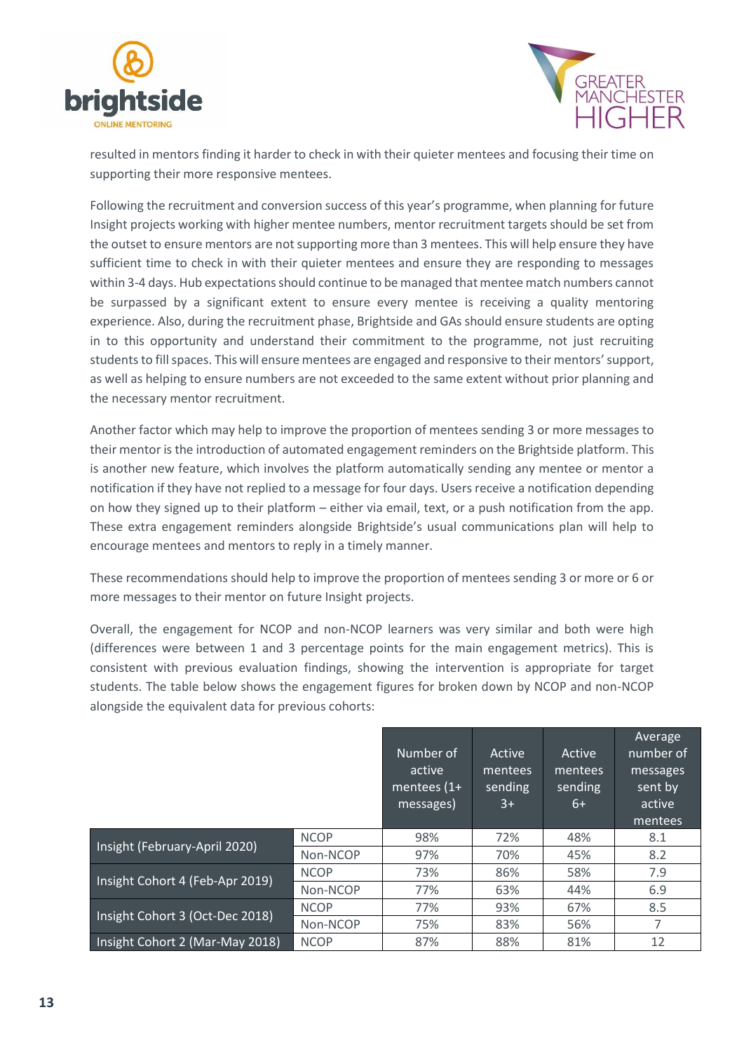resulted in mentors finding it harder to check in with their quieter mentees and focusing their time on supporting their more responsive mentees.

Following the recruitment and conversion success of this year's programme, when planning for future Insight projects working with higher mentee numbers, mentor recruitment targets should be set from the outset to ensure mentors are not supporting more than 3 mentees. This will help ensure they have sufficient time to check in with their quieter mentees and ensure they are responding to messages within 3-4 days. Hub expectations should continue to be managed that mentee match numbers cannot be surpassed by a significant extent to ensure every mentee is receiving a quality mentoring experience. Also, during the recruitment phase, Brightside and GAs should ensure students are opting in to this opportunity and understand their commitment to the programme, not just recruiting students to fill spaces. This will ensure mentees are engaged and responsive to their mentors' support, as well as helping to ensure numbers are not exceeded to the same extent without prior planning and the necessary mentor recruitment.

Another factor which may help to improve the proportion of mentees sending 3 or more messages to their mentor is the introduction of automated engagement reminders on the Brightside platform. This is another new feature, which involves the platform automatically sending any mentee or mentor a notification if they have not replied to a message for four days. Users receive a notification depending on how they signed up to their platform – either via email, text, or a push notification from the app. These extra engagement reminders alongside Brightside's usual communications plan will help to encourage mentees and mentors to reply in a timely manner.

These recommendations should help to improve the proportion of mentees sending 3 or more or 6 or more messages to their mentor on future Insight projects.

Overall, the engagement for NCOP and non-NCOP learners was very similar and both were high (differences were between 1 and 3 percentage points for the main engagement metrics). This is consistent with previous evaluation findings, showing the intervention is appropriate for target students. The table below shows the engagement figures for broken down by NCOP and non-NCOP alongside the equivalent data for previous cohorts:

| | | Number of active mentees (1+ messages) | Active mentees sending 3+ | Active mentees sending 6+ | Average number of messages sent by active mentees |
|---|---|---|---|---|---|
| Insight (February-April 2020) | NCOP | 98% | 72% | 48% | 8.1 |
| | Non-NCOP | 97% | 70% | 45% | 8.2 |
| Insight Cohort 4 (Feb-Apr 2019) | NCOP | 73% | 86% | 58% | 7.9 |
| | Non-NCOP | 77% | 63% | 44% | 6.9 |
| Insight Cohort 3 (Oct-Dec 2018) | NCOP | 77% | 93% | 67% | 8.5 |
| | Non-NCOP | 75% | 83% | 56% | 7 |
| Insight Cohort 2 (Mar-May 2018) | NCOP | 87% | 88% | 81% | 12 |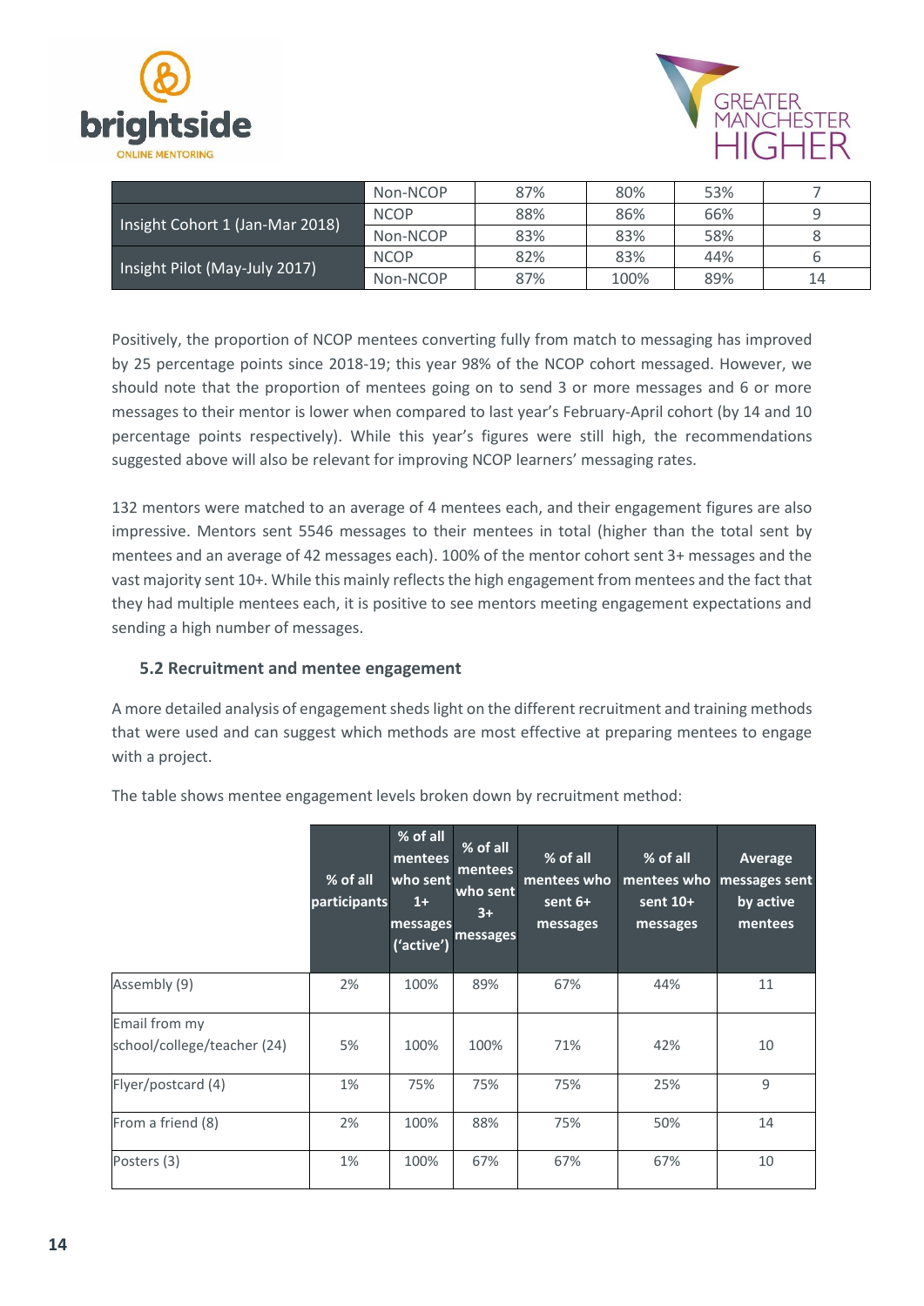| | | | | | |
|---|---|---|---|---|---|
| | Non-NCOP | 87% | 80% | 53% | 7 |
| Insight Cohort 1 (Jan-Mar 2018) | NCOP | 88% | 86% | 66% | 9 |
| | Non-NCOP | 83% | 83% | 58% | 8 |
| Insight Pilot (May-July 2017) | NCOP | 82% | 83% | 44% | 6 |
| | Non-NCOP | 87% | 100% | 89% | 14 |

Positively, the proportion of NCOP mentees converting fully from match to messaging has improved by 25 percentage points since 2018-19; this year 98% of the NCOP cohort messaged. However, we should note that the proportion of mentees going on to send 3 or more messages and 6 or more messages to their mentor is lower when compared to last year's February-April cohort (by 14 and 10 percentage points respectively). While this year's figures were still high, the recommendations suggested above will also be relevant for improving NCOP learners' messaging rates.

132 mentors were matched to an average of 4 mentees each, and their engagement figures are also impressive. Mentors sent 5546 messages to their mentees in total (higher than the total sent by mentees and an average of 42 messages each). 100% of the mentor cohort sent 3+ messages and the vast majority sent 10+. While this mainly reflects the high engagement from mentees and the fact that they had multiple mentees each, it is positive to see mentors meeting engagement expectations and sending a high number of messages.

### 5.2 Recruitment and mentee engagement

A more detailed analysis of engagement sheds light on the different recruitment and training methods that were used and can suggest which methods are most effective at preparing mentees to engage with a project.

The table shows mentee engagement levels broken down by recruitment method:

| | % of all participants | % of all mentees who sent 1+ messages ('active') | % of all mentees who sent 3+ messages | % of all mentees who sent 6+ messages | % of all mentees who sent 10+ messages | Average messages sent by active mentees |
|---|---|---|---|---|---|---|
| Assembly (9) | 2% | 100% | 89% | 67% | 44% | 11 |
| Email from my school/college/teacher (24) | 5% | 100% | 100% | 71% | 42% | 10 |
| Flyer/postcard (4) | 1% | 75% | 75% | 75% | 25% | 9 |
| From a friend (8) | 2% | 100% | 88% | 75% | 50% | 14 |
| Posters (3) | 1% | 100% | 67% | 67% | 67% | 10 |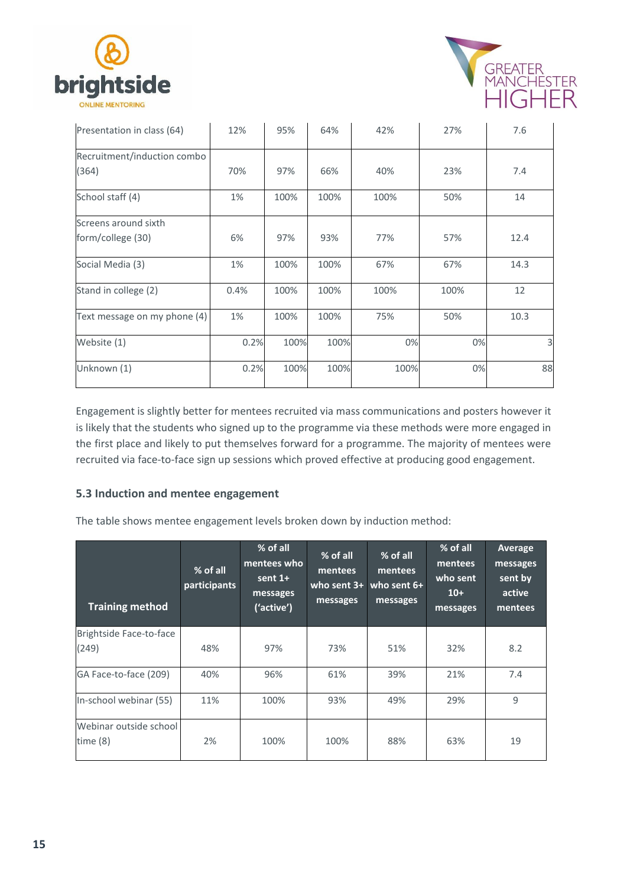| | | | | | | |
|---|---|---|---|---|---|---|
| Presentation in class (64) | 12% | 95% | 64% | 42% | 27% | 7.6 |
| Recruitment/induction combo (364) | 70% | 97% | 66% | 40% | 23% | 7.4 |
| School staff (4) | 1% | 100% | 100% | 100% | 50% | 14 |
| Screens around sixth form/college (30) | 6% | 97% | 93% | 77% | 57% | 12.4 |
| Social Media (3) | 1% | 100% | 100% | 67% | 67% | 14.3 |
| Stand in college (2) | 0.4% | 100% | 100% | 100% | 100% | 12 |
| Text message on my phone (4) | 1% | 100% | 100% | 75% | 50% | 10.3 |
| Website (1) | 0.2% | 100% | 100% | 0% | 0% | 3 |
| Unknown (1) | 0.2% | 100% | 100% | 100% | 0% | 88 |

Engagement is slightly better for mentees recruited via mass communications and posters however it is likely that the students who signed up to the programme via these methods were more engaged in the first place and likely to put themselves forward for a programme. The majority of mentees were recruited via face-to-face sign up sessions which proved effective at producing good engagement.

### 5.3 Induction and mentee engagement

The table shows mentee engagement levels broken down by induction method:

| Training method | % of all participants | % of all mentees who sent 1+ messages ('active') | % of all mentees who sent 3+ messages | % of all mentees who sent 6+ messages | % of all mentees who sent 10+ messages | Average messages sent by active mentees |
|---|---|---|---|---|---|---|
| Brightside Face-to-face (249) | 48% | 97% | 73% | 51% | 32% | 8.2 |
| GA Face-to-face (209) | 40% | 96% | 61% | 39% | 21% | 7.4 |
| In-school webinar (55) | 11% | 100% | 93% | 49% | 29% | 9 |
| Webinar outside school time (8) | 2% | 100% | 100% | 88% | 63% | 19 |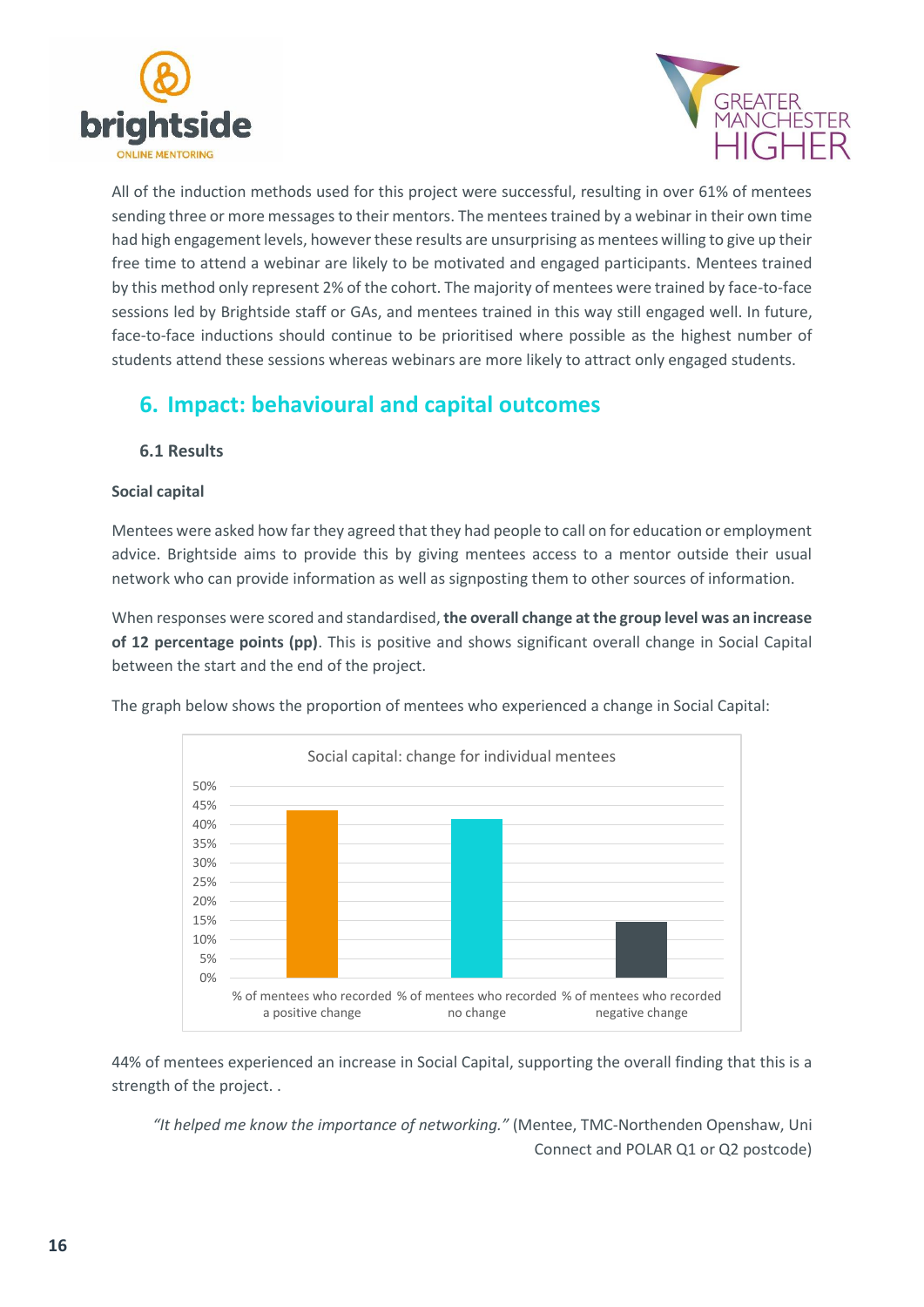All of the induction methods used for this project were successful, resulting in over 61% of mentees sending three or more messages to their mentors. The mentees trained by a webinar in their own time had high engagement levels, however these results are unsurprising as mentees willing to give up their free time to attend a webinar are likely to be motivated and engaged participants. Mentees trained by this method only represent 2% of the cohort. The majority of mentees were trained by face-to-face sessions led by Brightside staff or GAs, and mentees trained in this way still engaged well. In future, face-to-face inductions should continue to be prioritised where possible as the highest number of students attend these sessions whereas webinars are more likely to attract only engaged students.

## 6. Impact: behavioural and capital outcomes

### 6.1 Results

**Social capital**

Mentees were asked how far they agreed that they had people to call on for education or employment advice. Brightside aims to provide this by giving mentees access to a mentor outside their usual network who can provide information as well as signposting them to other sources of information.

When responses were scored and standardised, **the overall change at the group level was an increase of 12 percentage points (pp)**. This is positive and shows significant overall change in Social Capital between the start and the end of the project.

The graph below shows the proportion of mentees who experienced a change in Social Capital:

Social capital: change for individual mentees

| | % |
|---|---|
| % of mentees who recorded a positive change | 44% |
| % of mentees who recorded no change | 41% |
| % of mentees who recorded negative change | 15% |

44% of mentees experienced an increase in Social Capital, supporting the overall finding that this is a strength of the project. .

> *"It helped me know the importance of networking."* (Mentee, TMC-Northenden Openshaw, Uni Connect and POLAR Q1 or Q2 postcode)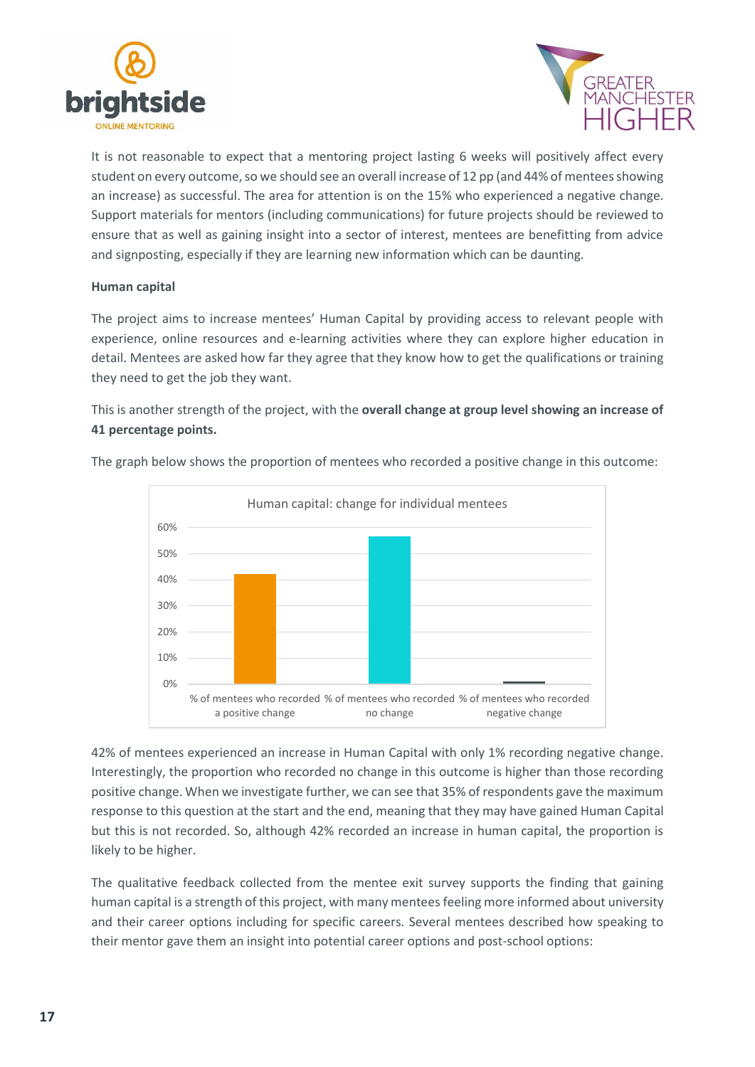It is not reasonable to expect that a mentoring project lasting 6 weeks will positively affect every student on every outcome, so we should see an overall increase of 12 pp (and 44% of mentees showing an increase) as successful. The area for attention is on the 15% who experienced a negative change. Support materials for mentors (including communications) for future projects should be reviewed to ensure that as well as gaining insight into a sector of interest, mentees are benefitting from advice and signposting, especially if they are learning new information which can be daunting.

**Human capital**

The project aims to increase mentees' Human Capital by providing access to relevant people with experience, online resources and e-learning activities where they can explore higher education in detail. Mentees are asked how far they agree that they know how to get the qualifications or training they need to get the job they want.

This is another strength of the project, with the **overall change at group level showing an increase of 41 percentage points.**

The graph below shows the proportion of mentees who recorded a positive change in this outcome:

Human capital: change for individual mentees

| | Value |
|---|---|
| % of mentees who recorded a positive change | 42% |
| % of mentees who recorded no change | 57% |
| % of mentees who recorded negative change | 1% |

42% of mentees experienced an increase in Human Capital with only 1% recording negative change. Interestingly, the proportion who recorded no change in this outcome is higher than those recording positive change. When we investigate further, we can see that 35% of respondents gave the maximum response to this question at the start and the end, meaning that they may have gained Human Capital but this is not recorded. So, although 42% recorded an increase in human capital, the proportion is likely to be higher.

The qualitative feedback collected from the mentee exit survey supports the finding that gaining human capital is a strength of this project, with many mentees feeling more informed about university and their career options including for specific careers. Several mentees described how speaking to their mentor gave them an insight into potential career options and post-school options: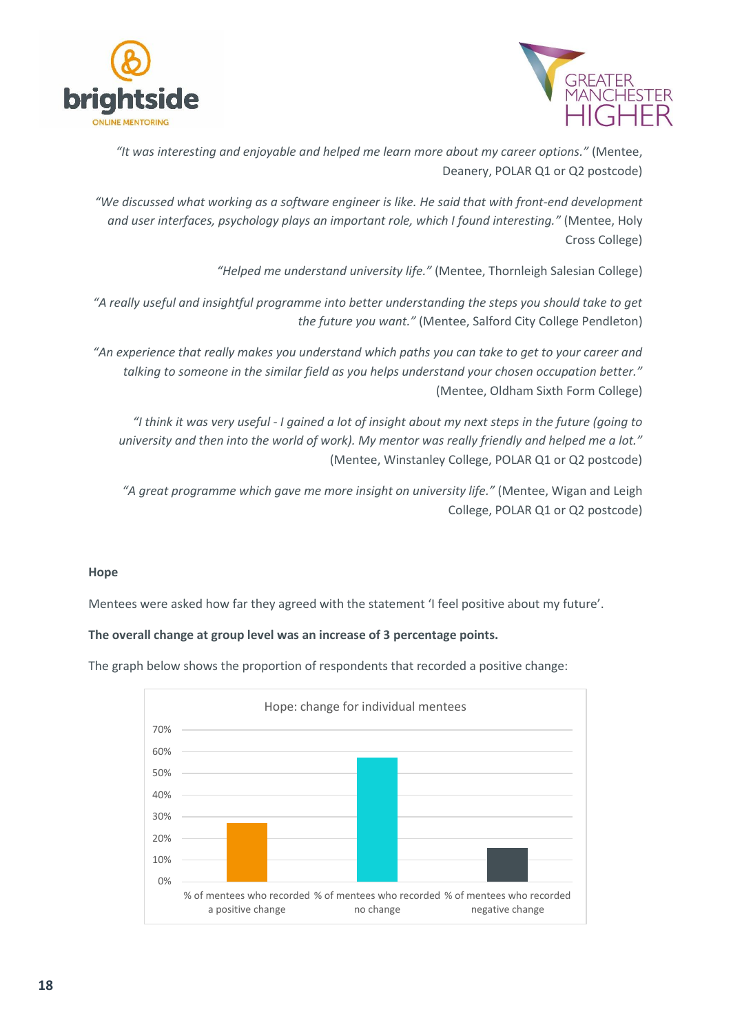*"It was interesting and enjoyable and helped me learn more about my career options."* (Mentee, Deanery, POLAR Q1 or Q2 postcode)

*"We discussed what working as a software engineer is like. He said that with front-end development and user interfaces, psychology plays an important role, which I found interesting."* (Mentee, Holy Cross College)

*"Helped me understand university life."* (Mentee, Thornleigh Salesian College)

*"A really useful and insightful programme into better understanding the steps you should take to get the future you want."* (Mentee, Salford City College Pendleton)

*"An experience that really makes you understand which paths you can take to get to your career and talking to someone in the similar field as you helps understand your chosen occupation better."* (Mentee, Oldham Sixth Form College)

*"I think it was very useful - I gained a lot of insight about my next steps in the future (going to university and then into the world of work). My mentor was really friendly and helped me a lot."* (Mentee, Winstanley College, POLAR Q1 or Q2 postcode)

*"A great programme which gave me more insight on university life."* (Mentee, Wigan and Leigh College, POLAR Q1 or Q2 postcode)

**Hope**

Mentees were asked how far they agreed with the statement 'I feel positive about my future'.

**The overall change at group level was an increase of 3 percentage points.**

The graph below shows the proportion of respondents that recorded a positive change:

Hope: change for individual mentees

| Category | Approx. % |
|---|---|
| % of mentees who recorded a positive change | ~27% |
| % of mentees who recorded no change | ~57% |
| % of mentees who recorded negative change | ~15% |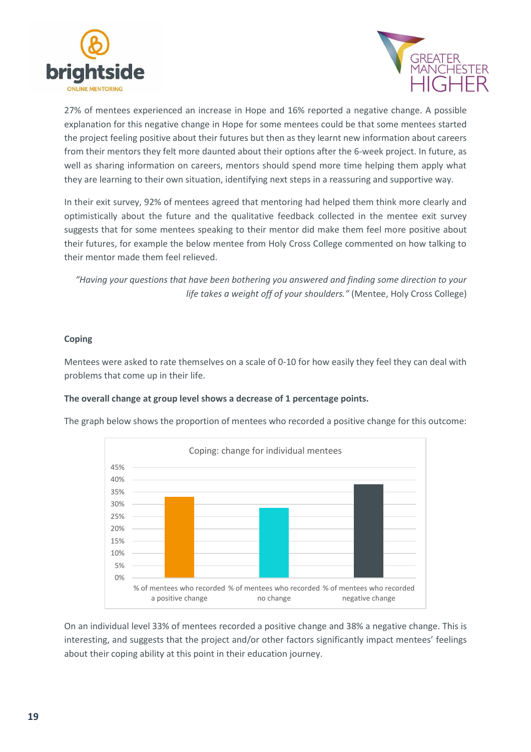27% of mentees experienced an increase in Hope and 16% reported a negative change. A possible explanation for this negative change in Hope for some mentees could be that some mentees started the project feeling positive about their futures but then as they learnt new information about careers from their mentors they felt more daunted about their options after the 6-week project. In future, as well as sharing information on careers, mentors should spend more time helping them apply what they are learning to their own situation, identifying next steps in a reassuring and supportive way.

In their exit survey, 92% of mentees agreed that mentoring had helped them think more clearly and optimistically about the future and the qualitative feedback collected in the mentee exit survey suggests that for some mentees speaking to their mentor did make them feel more positive about their futures, for example the below mentee from Holy Cross College commented on how talking to their mentor made them feel relieved.

> *"Having your questions that have been bothering you answered and finding some direction to your life takes a weight off of your shoulders."* (Mentee, Holy Cross College)

**Coping**

Mentees were asked to rate themselves on a scale of 0-10 for how easily they feel they can deal with problems that come up in their life.

**The overall change at group level shows a decrease of 1 percentage points.**

The graph below shows the proportion of mentees who recorded a positive change for this outcome:

Coping: change for individual mentees

| | % of mentees who recorded a positive change | % of mentees who recorded no change | % of mentees who recorded negative change |
|---|---|---|---|
| Coping | 33% | 29% | 38% |

On an individual level 33% of mentees recorded a positive change and 38% a negative change. This is interesting, and suggests that the project and/or other factors significantly impact mentees' feelings about their coping ability at this point in their education journey.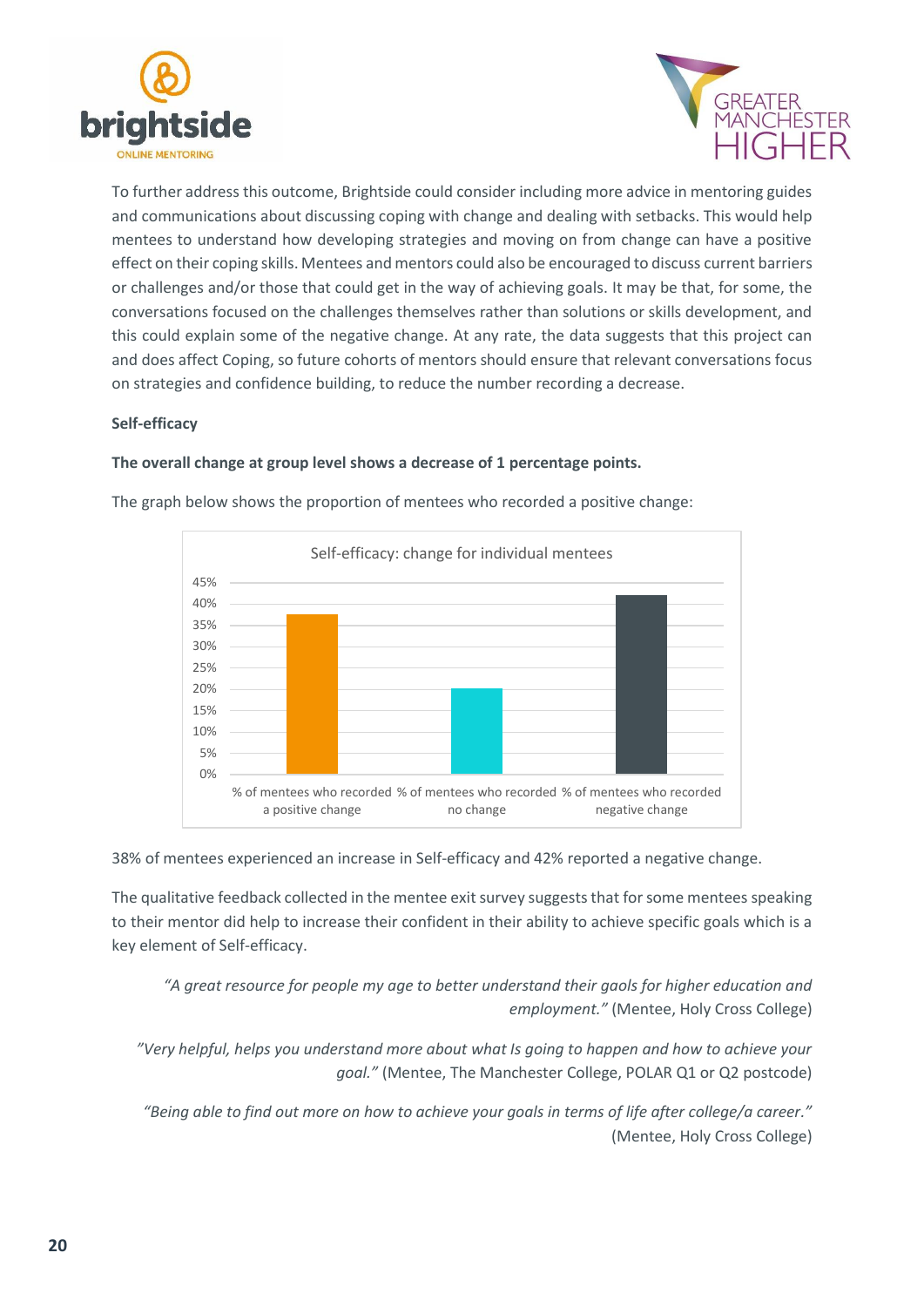To further address this outcome, Brightside could consider including more advice in mentoring guides and communications about discussing coping with change and dealing with setbacks. This would help mentees to understand how developing strategies and moving on from change can have a positive effect on their coping skills. Mentees and mentors could also be encouraged to discuss current barriers or challenges and/or those that could get in the way of achieving goals. It may be that, for some, the conversations focused on the challenges themselves rather than solutions or skills development, and this could explain some of the negative change. At any rate, the data suggests that this project can and does affect Coping, so future cohorts of mentors should ensure that relevant conversations focus on strategies and confidence building, to reduce the number recording a decrease.

**Self-efficacy**

**The overall change at group level shows a decrease of 1 percentage points.**

The graph below shows the proportion of mentees who recorded a positive change:

Self-efficacy: change for individual mentees

| Category | % |
|---|---|
| % of mentees who recorded a positive change | 38% |
| % of mentees who recorded no change | 20% |
| % of mentees who recorded negative change | 42% |

38% of mentees experienced an increase in Self-efficacy and 42% reported a negative change.

The qualitative feedback collected in the mentee exit survey suggests that for some mentees speaking to their mentor did help to increase their confident in their ability to achieve specific goals which is a key element of Self-efficacy.

> *"A great resource for people my age to better understand their gaols for higher education and employment."* (Mentee, Holy Cross College)

> *"Very helpful, helps you understand more about what Is going to happen and how to achieve your goal."* (Mentee, The Manchester College, POLAR Q1 or Q2 postcode)

> *"Being able to find out more on how to achieve your goals in terms of life after college/a career."* (Mentee, Holy Cross College)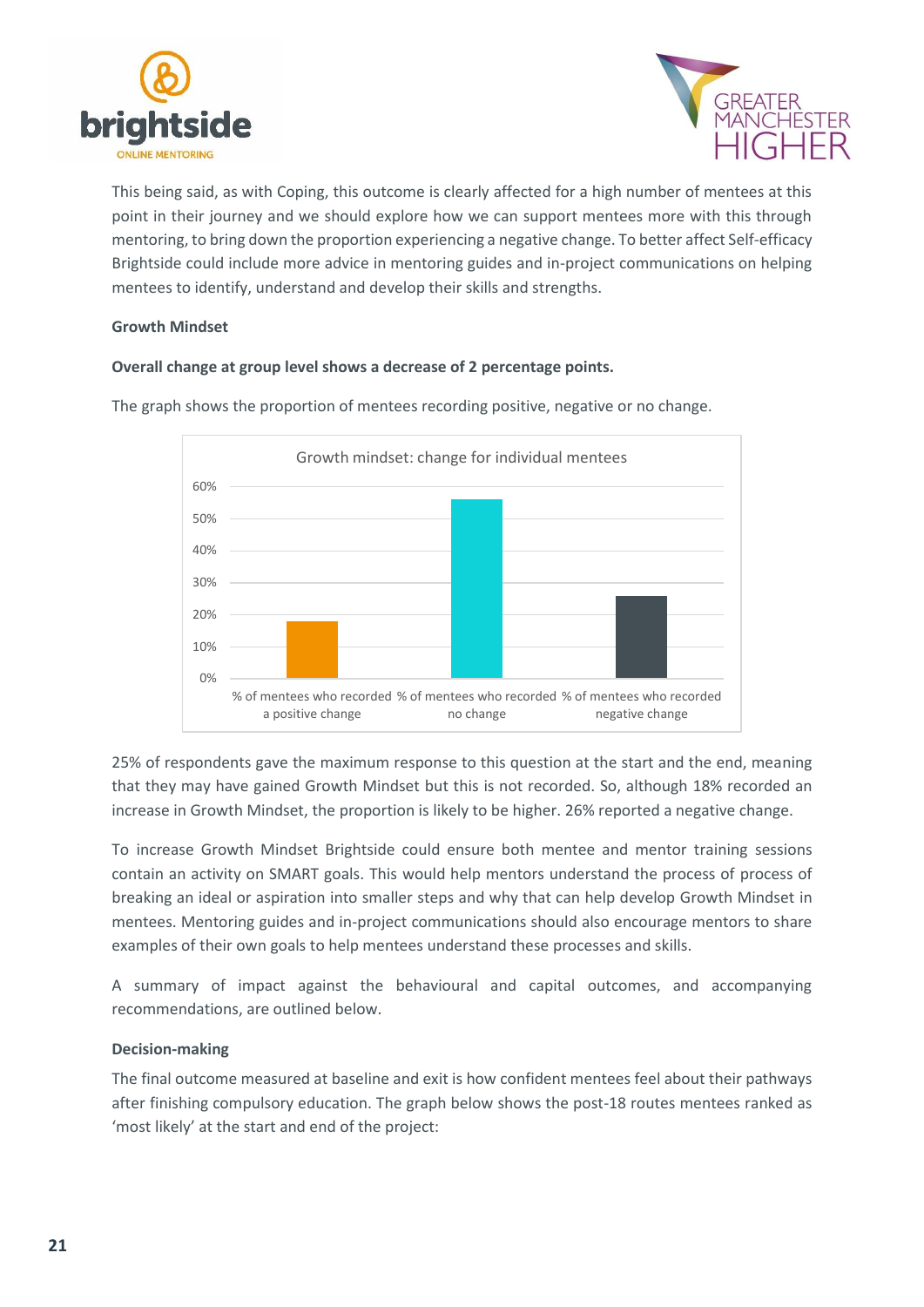This being said, as with Coping, this outcome is clearly affected for a high number of mentees at this point in their journey and we should explore how we can support mentees more with this through mentoring, to bring down the proportion experiencing a negative change. To better affect Self-efficacy Brightside could include more advice in mentoring guides and in-project communications on helping mentees to identify, understand and develop their skills and strengths.

**Growth Mindset**

**Overall change at group level shows a decrease of 2 percentage points.**

The graph shows the proportion of mentees recording positive, negative or no change.

Growth mindset: change for individual mentees

| | % of mentees who recorded a positive change | % of mentees who recorded no change | % of mentees who recorded negative change |
|---|---|---|---|
| Growth mindset | 18% | 56% | 26% |

25% of respondents gave the maximum response to this question at the start and the end, meaning that they may have gained Growth Mindset but this is not recorded. So, although 18% recorded an increase in Growth Mindset, the proportion is likely to be higher. 26% reported a negative change.

To increase Growth Mindset Brightside could ensure both mentee and mentor training sessions contain an activity on SMART goals. This would help mentors understand the process of process of breaking an ideal or aspiration into smaller steps and why that can help develop Growth Mindset in mentees. Mentoring guides and in-project communications should also encourage mentors to share examples of their own goals to help mentees understand these processes and skills.

A summary of impact against the behavioural and capital outcomes, and accompanying recommendations, are outlined below.

**Decision-making**

The final outcome measured at baseline and exit is how confident mentees feel about their pathways after finishing compulsory education. The graph below shows the post-18 routes mentees ranked as 'most likely' at the start and end of the project: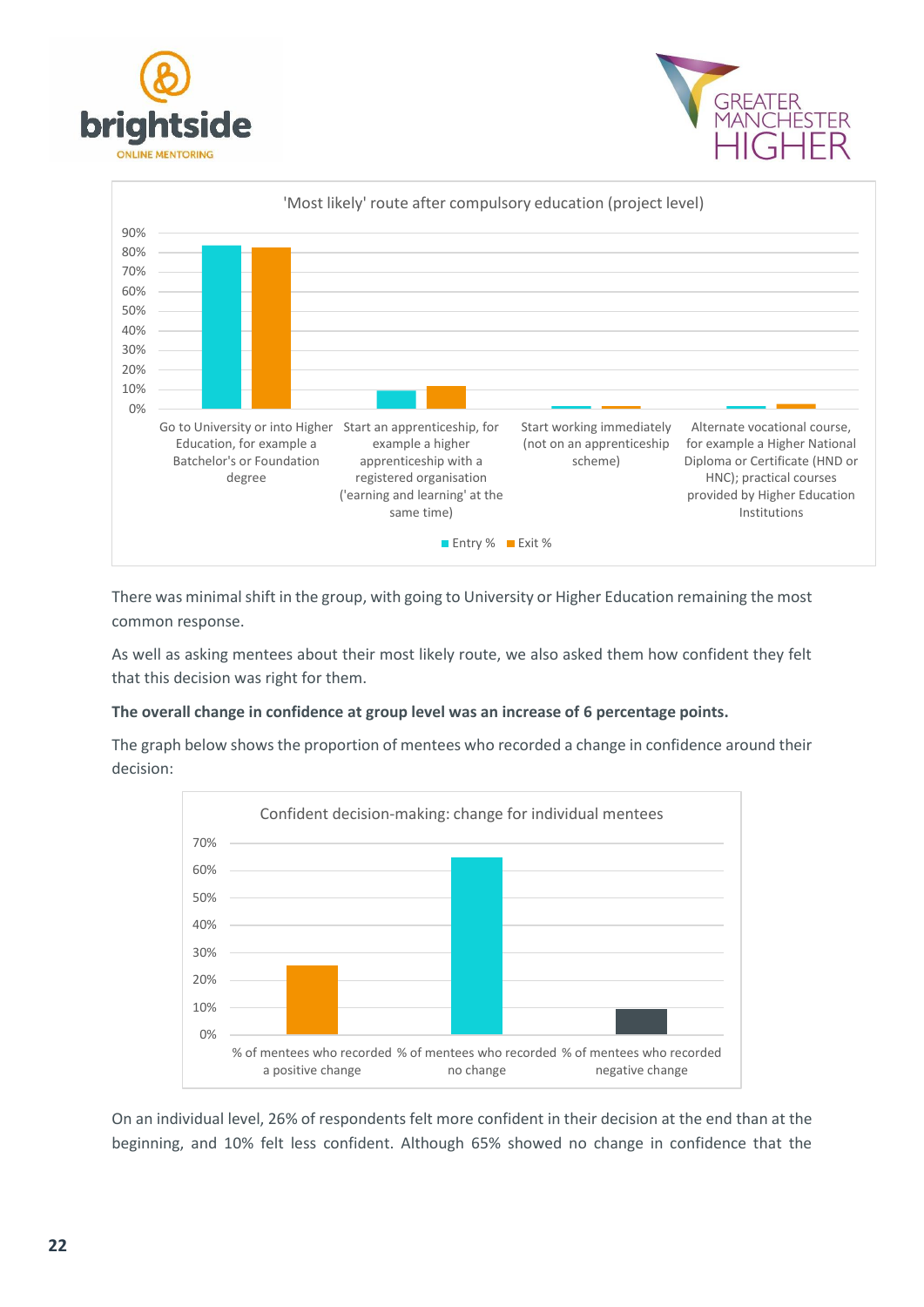'Most likely' route after compulsory education (project level)

| | Entry % | Exit % |
|---|---|---|
| Go to University or into Higher Education, for example a Batchelor's or Foundation degree | | |
| Start an apprenticeship, for example a higher apprenticeship with a registered organisation ('earning and learning' at the same time) | | |
| Start working immediately (not on an apprenticeship scheme) | | |
| Alternate vocational course, for example a Higher National Diploma or Certificate (HND or HNC); practical courses provided by Higher Education Institutions | | |

There was minimal shift in the group, with going to University or Higher Education remaining the most common response.

As well as asking mentees about their most likely route, we also asked them how confident they felt that this decision was right for them.

**The overall change in confidence at group level was an increase of 6 percentage points.**

The graph below shows the proportion of mentees who recorded a change in confidence around their decision:

Confident decision-making: change for individual mentees

| | % |
|---|---|
| % of mentees who recorded a positive change | 26% |
| % of mentees who recorded no change | 65% |
| % of mentees who recorded negative change | 10% |

On an individual level, 26% of respondents felt more confident in their decision at the end than at the beginning, and 10% felt less confident. Although 65% showed no change in confidence that the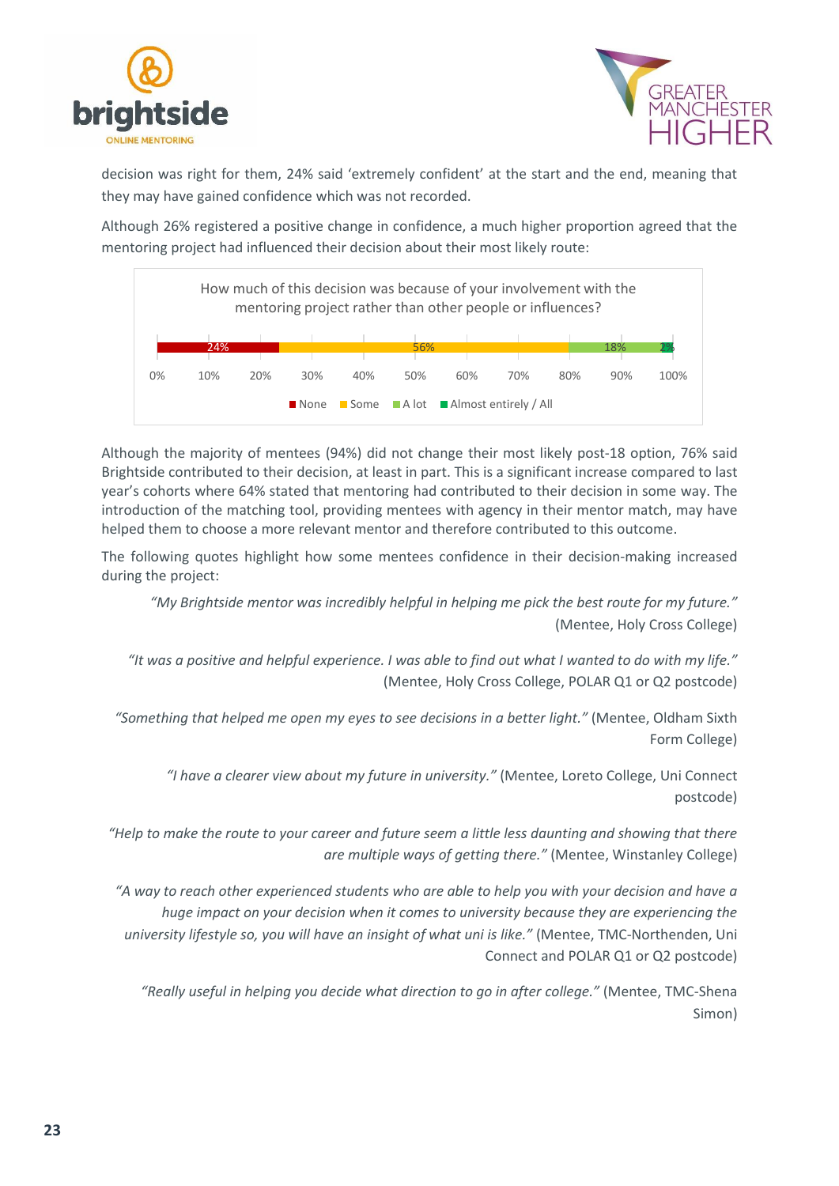decision was right for them, 24% said 'extremely confident' at the start and the end, meaning that they may have gained confidence which was not recorded.

Although 26% registered a positive change in confidence, a much higher proportion agreed that the mentoring project had influenced their decision about their most likely route:

How much of this decision was because of your involvement with the mentoring project rather than other people or influences?

| None | Some | A lot | Almost entirely / All |
|---|---|---|---|
| 24% | 56% | 18% | 2% |

Although the majority of mentees (94%) did not change their most likely post-18 option, 76% said Brightside contributed to their decision, at least in part. This is a significant increase compared to last year's cohorts where 64% stated that mentoring had contributed to their decision in some way. The introduction of the matching tool, providing mentees with agency in their mentor match, may have helped them to choose a more relevant mentor and therefore contributed to this outcome.

The following quotes highlight how some mentees confidence in their decision-making increased during the project:

*"My Brightside mentor was incredibly helpful in helping me pick the best route for my future."* (Mentee, Holy Cross College)

*"It was a positive and helpful experience. I was able to find out what I wanted to do with my life."* (Mentee, Holy Cross College, POLAR Q1 or Q2 postcode)

*"Something that helped me open my eyes to see decisions in a better light."* (Mentee, Oldham Sixth Form College)

*"I have a clearer view about my future in university."* (Mentee, Loreto College, Uni Connect postcode)

*"Help to make the route to your career and future seem a little less daunting and showing that there are multiple ways of getting there."* (Mentee, Winstanley College)

*"A way to reach other experienced students who are able to help you with your decision and have a huge impact on your decision when it comes to university because they are experiencing the university lifestyle so, you will have an insight of what uni is like."* (Mentee, TMC-Northenden, Uni Connect and POLAR Q1 or Q2 postcode)

*"Really useful in helping you decide what direction to go in after college."* (Mentee, TMC-Shena Simon)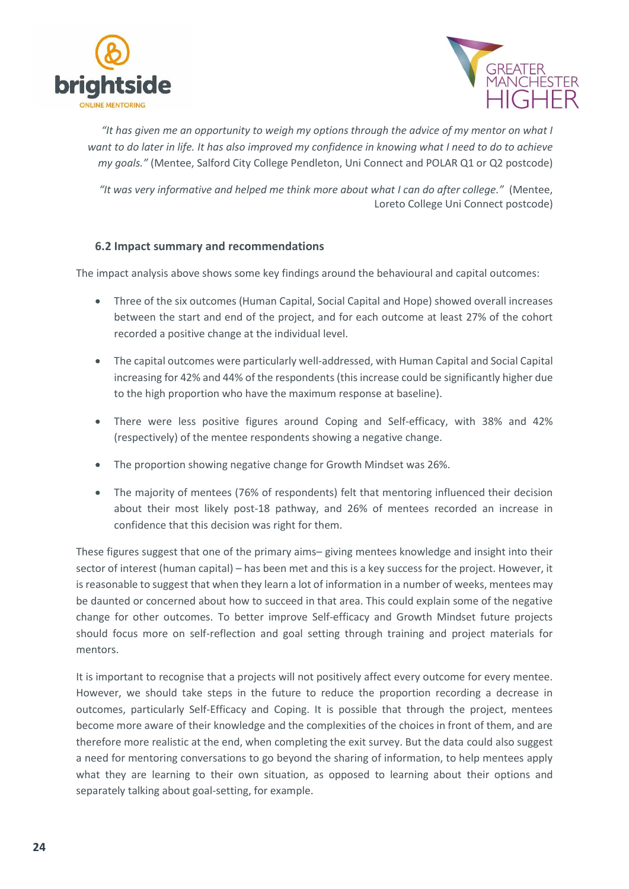*"It has given me an opportunity to weigh my options through the advice of my mentor on what I want to do later in life. It has also improved my confidence in knowing what I need to do to achieve my goals."* (Mentee, Salford City College Pendleton, Uni Connect and POLAR Q1 or Q2 postcode)

*"It was very informative and helped me think more about what I can do after college."* (Mentee, Loreto College Uni Connect postcode)

### 6.2 Impact summary and recommendations

The impact analysis above shows some key findings around the behavioural and capital outcomes:

- Three of the six outcomes (Human Capital, Social Capital and Hope) showed overall increases between the start and end of the project, and for each outcome at least 27% of the cohort recorded a positive change at the individual level.
- The capital outcomes were particularly well-addressed, with Human Capital and Social Capital increasing for 42% and 44% of the respondents (this increase could be significantly higher due to the high proportion who have the maximum response at baseline).
- There were less positive figures around Coping and Self-efficacy, with 38% and 42% (respectively) of the mentee respondents showing a negative change.
- The proportion showing negative change for Growth Mindset was 26%.
- The majority of mentees (76% of respondents) felt that mentoring influenced their decision about their most likely post-18 pathway, and 26% of mentees recorded an increase in confidence that this decision was right for them.

These figures suggest that one of the primary aims– giving mentees knowledge and insight into their sector of interest (human capital) – has been met and this is a key success for the project. However, it is reasonable to suggest that when they learn a lot of information in a number of weeks, mentees may be daunted or concerned about how to succeed in that area. This could explain some of the negative change for other outcomes. To better improve Self-efficacy and Growth Mindset future projects should focus more on self-reflection and goal setting through training and project materials for mentors.

It is important to recognise that a projects will not positively affect every outcome for every mentee. However, we should take steps in the future to reduce the proportion recording a decrease in outcomes, particularly Self-Efficacy and Coping. It is possible that through the project, mentees become more aware of their knowledge and the complexities of the choices in front of them, and are therefore more realistic at the end, when completing the exit survey. But the data could also suggest a need for mentoring conversations to go beyond the sharing of information, to help mentees apply what they are learning to their own situation, as opposed to learning about their options and separately talking about goal-setting, for example.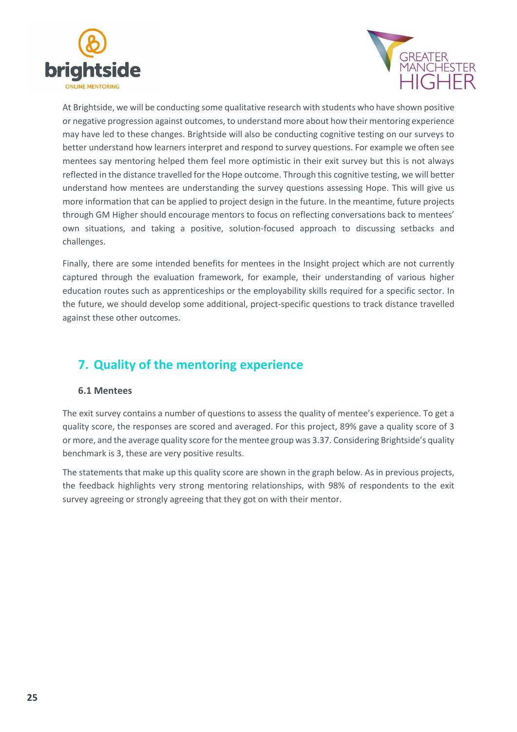At Brightside, we will be conducting some qualitative research with students who have shown positive or negative progression against outcomes, to understand more about how their mentoring experience may have led to these changes. Brightside will also be conducting cognitive testing on our surveys to better understand how learners interpret and respond to survey questions. For example we often see mentees say mentoring helped them feel more optimistic in their exit survey but this is not always reflected in the distance travelled for the Hope outcome. Through this cognitive testing, we will better understand how mentees are understanding the survey questions assessing Hope. This will give us more information that can be applied to project design in the future. In the meantime, future projects through GM Higher should encourage mentors to focus on reflecting conversations back to mentees' own situations, and taking a positive, solution-focused approach to discussing setbacks and challenges.

Finally, there are some intended benefits for mentees in the Insight project which are not currently captured through the evaluation framework, for example, their understanding of various higher education routes such as apprenticeships or the employability skills required for a specific sector. In the future, we should develop some additional, project-specific questions to track distance travelled against these other outcomes.

## 7. Quality of the mentoring experience

### 6.1 Mentees

The exit survey contains a number of questions to assess the quality of mentee's experience. To get a quality score, the responses are scored and averaged. For this project, 89% gave a quality score of 3 or more, and the average quality score for the mentee group was 3.37. Considering Brightside's quality benchmark is 3, these are very positive results.

The statements that make up this quality score are shown in the graph below. As in previous projects, the feedback highlights very strong mentoring relationships, with 98% of respondents to the exit survey agreeing or strongly agreeing that they got on with their mentor.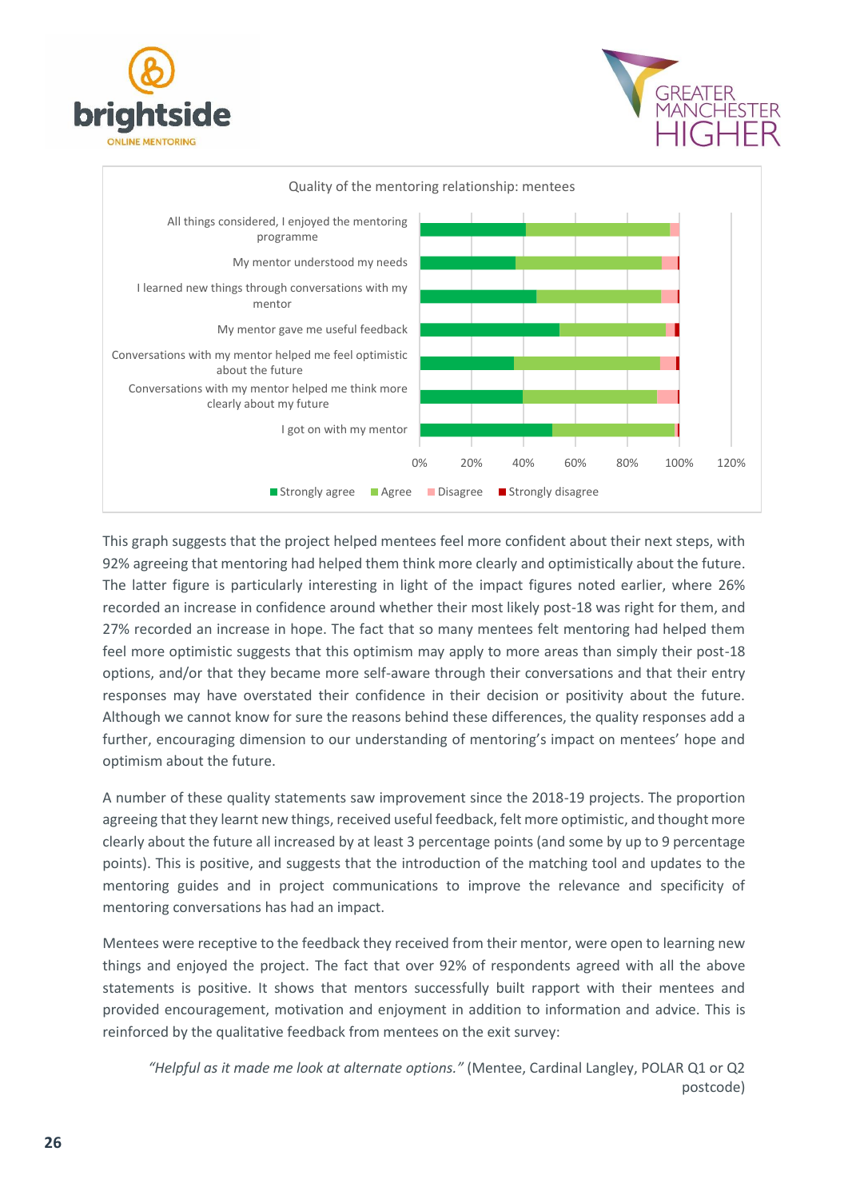Quality of the mentoring relationship: mentees

This graph suggests that the project helped mentees feel more confident about their next steps, with 92% agreeing that mentoring had helped them think more clearly and optimistically about the future. The latter figure is particularly interesting in light of the impact figures noted earlier, where 26% recorded an increase in confidence around whether their most likely post-18 was right for them, and 27% recorded an increase in hope. The fact that so many mentees felt mentoring had helped them feel more optimistic suggests that this optimism may apply to more areas than simply their post-18 options, and/or that they became more self-aware through their conversations and that their entry responses may have overstated their confidence in their decision or positivity about the future. Although we cannot know for sure the reasons behind these differences, the quality responses add a further, encouraging dimension to our understanding of mentoring's impact on mentees' hope and optimism about the future.

A number of these quality statements saw improvement since the 2018-19 projects. The proportion agreeing that they learnt new things, received useful feedback, felt more optimistic, and thought more clearly about the future all increased by at least 3 percentage points (and some by up to 9 percentage points). This is positive, and suggests that the introduction of the matching tool and updates to the mentoring guides and in project communications to improve the relevance and specificity of mentoring conversations has had an impact.

Mentees were receptive to the feedback they received from their mentor, were open to learning new things and enjoyed the project. The fact that over 92% of respondents agreed with all the above statements is positive. It shows that mentors successfully built rapport with their mentees and provided encouragement, motivation and enjoyment in addition to information and advice. This is reinforced by the qualitative feedback from mentees on the exit survey:

> *"Helpful as it made me look at alternate options."* (Mentee, Cardinal Langley, POLAR Q1 or Q2 postcode)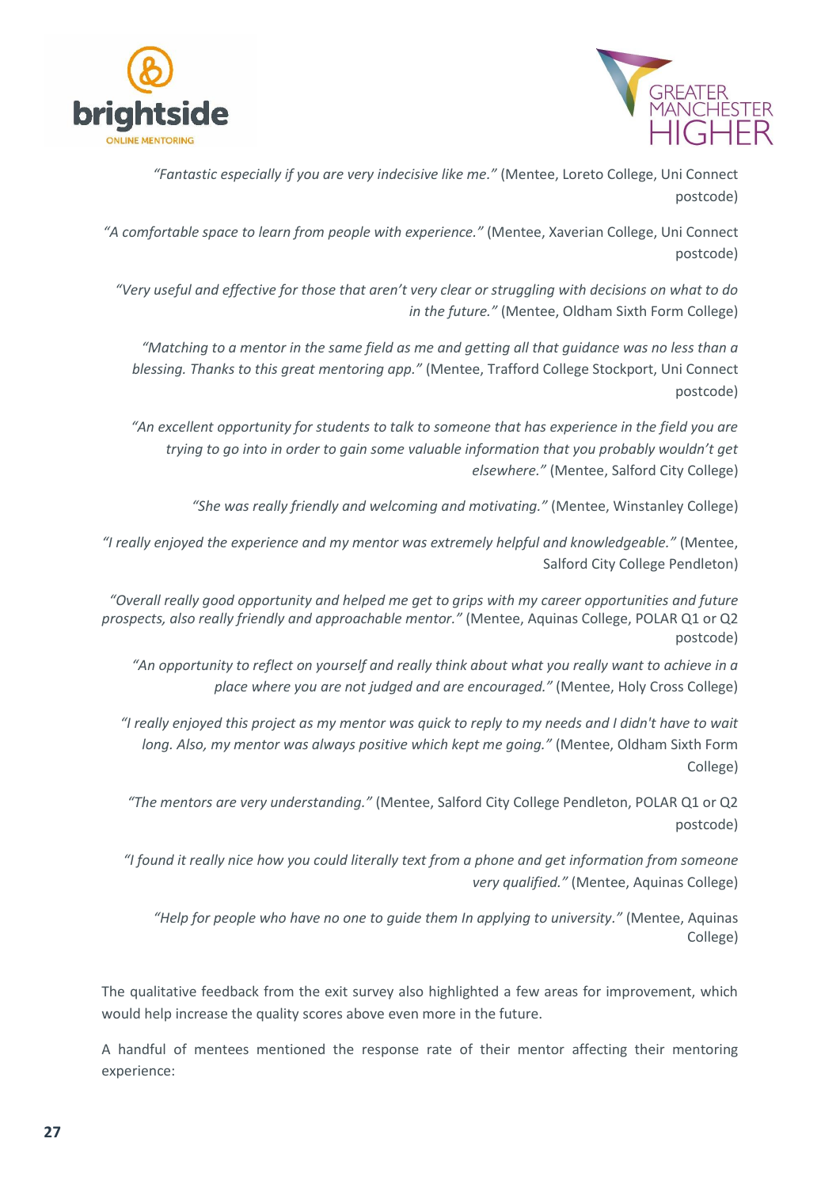*"Fantastic especially if you are very indecisive like me."* (Mentee, Loreto College, Uni Connect postcode)

*"A comfortable space to learn from people with experience."* (Mentee, Xaverian College, Uni Connect postcode)

*"Very useful and effective for those that aren't very clear or struggling with decisions on what to do in the future."* (Mentee, Oldham Sixth Form College)

*"Matching to a mentor in the same field as me and getting all that guidance was no less than a blessing. Thanks to this great mentoring app."* (Mentee, Trafford College Stockport, Uni Connect postcode)

*"An excellent opportunity for students to talk to someone that has experience in the field you are trying to go into in order to gain some valuable information that you probably wouldn't get elsewhere."* (Mentee, Salford City College)

*"She was really friendly and welcoming and motivating."* (Mentee, Winstanley College)

*"I really enjoyed the experience and my mentor was extremely helpful and knowledgeable."* (Mentee, Salford City College Pendleton)

*"Overall really good opportunity and helped me get to grips with my career opportunities and future prospects, also really friendly and approachable mentor."* (Mentee, Aquinas College, POLAR Q1 or Q2 postcode)

*"An opportunity to reflect on yourself and really think about what you really want to achieve in a place where you are not judged and are encouraged."* (Mentee, Holy Cross College)

*"I really enjoyed this project as my mentor was quick to reply to my needs and I didn't have to wait long. Also, my mentor was always positive which kept me going."* (Mentee, Oldham Sixth Form College)

*"The mentors are very understanding."* (Mentee, Salford City College Pendleton, POLAR Q1 or Q2 postcode)

*"I found it really nice how you could literally text from a phone and get information from someone very qualified."* (Mentee, Aquinas College)

*"Help for people who have no one to guide them In applying to university."* (Mentee, Aquinas College)

The qualitative feedback from the exit survey also highlighted a few areas for improvement, which would help increase the quality scores above even more in the future.

A handful of mentees mentioned the response rate of their mentor affecting their mentoring experience: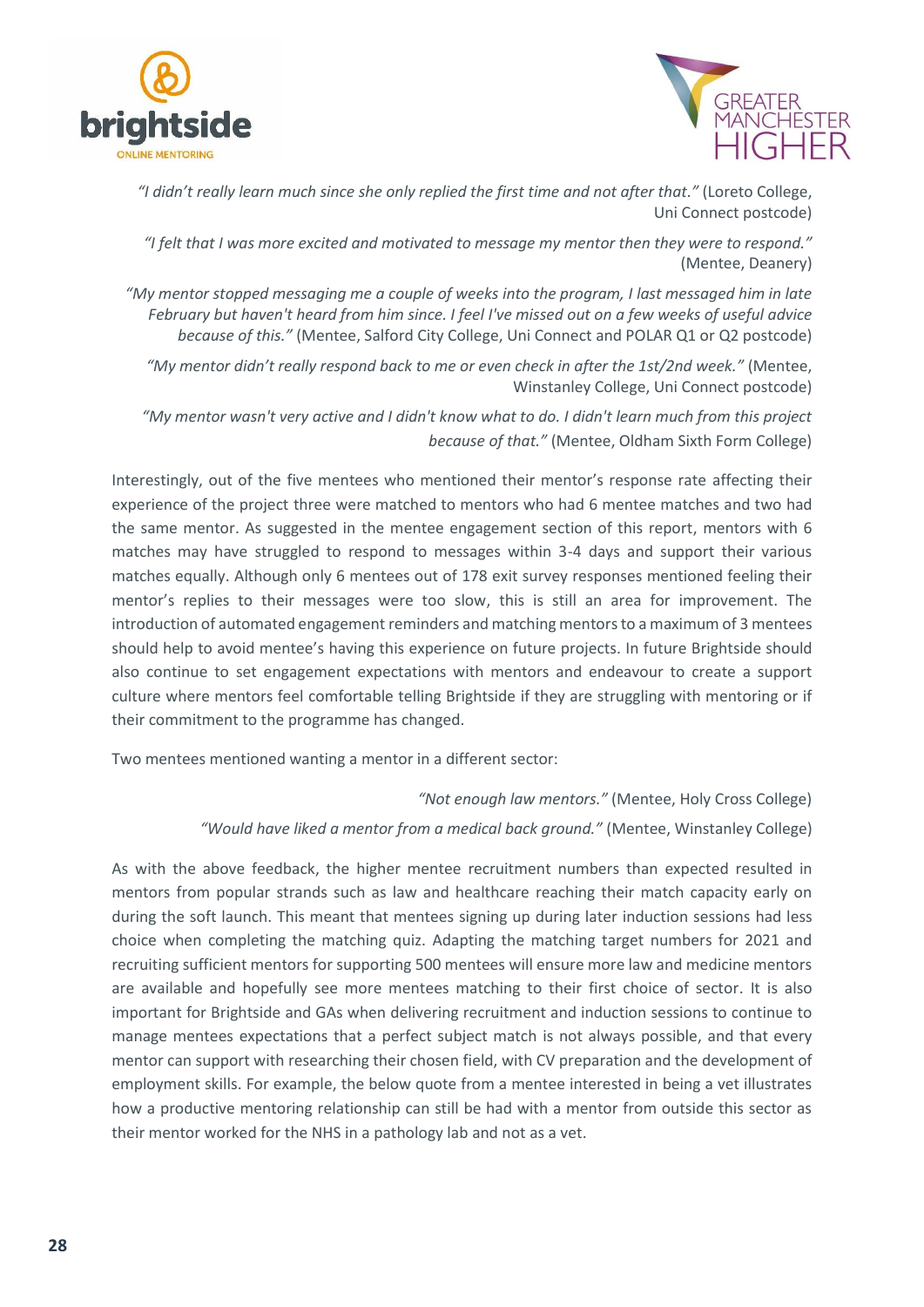*"I didn't really learn much since she only replied the first time and not after that."* (Loreto College, Uni Connect postcode)

*"I felt that I was more excited and motivated to message my mentor then they were to respond."* (Mentee, Deanery)

*"My mentor stopped messaging me a couple of weeks into the program, I last messaged him in late February but haven't heard from him since. I feel I've missed out on a few weeks of useful advice because of this."* (Mentee, Salford City College, Uni Connect and POLAR Q1 or Q2 postcode)

*"My mentor didn't really respond back to me or even check in after the 1st/2nd week."* (Mentee, Winstanley College, Uni Connect postcode)

*"My mentor wasn't very active and I didn't know what to do. I didn't learn much from this project because of that."* (Mentee, Oldham Sixth Form College)

Interestingly, out of the five mentees who mentioned their mentor's response rate affecting their experience of the project three were matched to mentors who had 6 mentee matches and two had the same mentor. As suggested in the mentee engagement section of this report, mentors with 6 matches may have struggled to respond to messages within 3-4 days and support their various matches equally. Although only 6 mentees out of 178 exit survey responses mentioned feeling their mentor's replies to their messages were too slow, this is still an area for improvement. The introduction of automated engagement reminders and matching mentors to a maximum of 3 mentees should help to avoid mentee's having this experience on future projects. In future Brightside should also continue to set engagement expectations with mentors and endeavour to create a support culture where mentors feel comfortable telling Brightside if they are struggling with mentoring or if their commitment to the programme has changed.

Two mentees mentioned wanting a mentor in a different sector:

*"Not enough law mentors."* (Mentee, Holy Cross College)

*"Would have liked a mentor from a medical back ground."* (Mentee, Winstanley College)

As with the above feedback, the higher mentee recruitment numbers than expected resulted in mentors from popular strands such as law and healthcare reaching their match capacity early on during the soft launch. This meant that mentees signing up during later induction sessions had less choice when completing the matching quiz. Adapting the matching target numbers for 2021 and recruiting sufficient mentors for supporting 500 mentees will ensure more law and medicine mentors are available and hopefully see more mentees matching to their first choice of sector. It is also important for Brightside and GAs when delivering recruitment and induction sessions to continue to manage mentees expectations that a perfect subject match is not always possible, and that every mentor can support with researching their chosen field, with CV preparation and the development of employment skills. For example, the below quote from a mentee interested in being a vet illustrates how a productive mentoring relationship can still be had with a mentor from outside this sector as their mentor worked for the NHS in a pathology lab and not as a vet.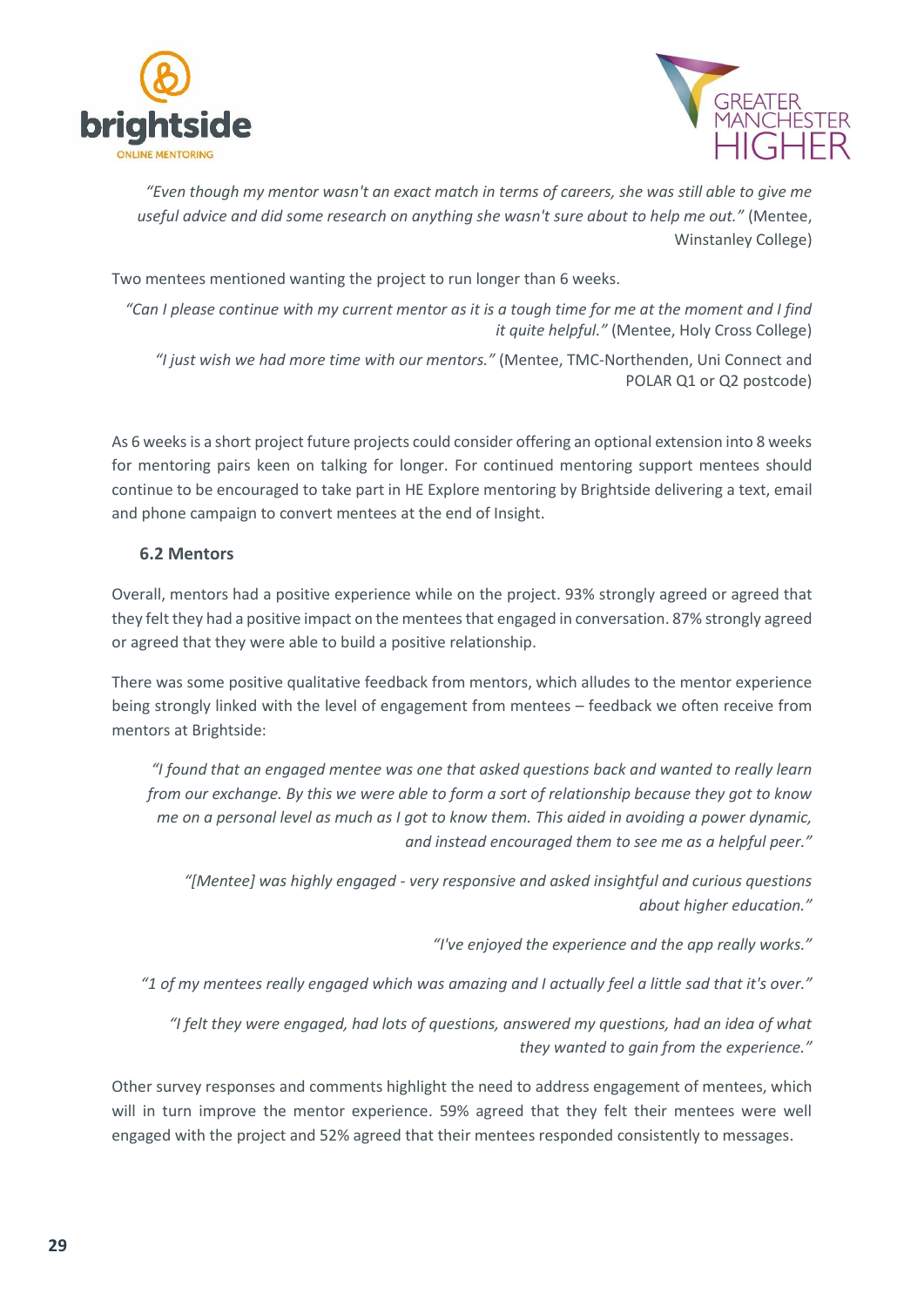*"Even though my mentor wasn't an exact match in terms of careers, she was still able to give me useful advice and did some research on anything she wasn't sure about to help me out."* (Mentee, Winstanley College)

Two mentees mentioned wanting the project to run longer than 6 weeks.

*"Can I please continue with my current mentor as it is a tough time for me at the moment and I find it quite helpful."* (Mentee, Holy Cross College)

*"I just wish we had more time with our mentors."* (Mentee, TMC-Northenden, Uni Connect and POLAR Q1 or Q2 postcode)

As 6 weeks is a short project future projects could consider offering an optional extension into 8 weeks for mentoring pairs keen on talking for longer. For continued mentoring support mentees should continue to be encouraged to take part in HE Explore mentoring by Brightside delivering a text, email and phone campaign to convert mentees at the end of Insight.

### 6.2 Mentors

Overall, mentors had a positive experience while on the project. 93% strongly agreed or agreed that they felt they had a positive impact on the mentees that engaged in conversation. 87% strongly agreed or agreed that they were able to build a positive relationship.

There was some positive qualitative feedback from mentors, which alludes to the mentor experience being strongly linked with the level of engagement from mentees – feedback we often receive from mentors at Brightside:

*"I found that an engaged mentee was one that asked questions back and wanted to really learn from our exchange. By this we were able to form a sort of relationship because they got to know me on a personal level as much as I got to know them. This aided in avoiding a power dynamic, and instead encouraged them to see me as a helpful peer."*

*"[Mentee] was highly engaged - very responsive and asked insightful and curious questions about higher education."*

*"I've enjoyed the experience and the app really works."*

*"1 of my mentees really engaged which was amazing and I actually feel a little sad that it's over."*

*"I felt they were engaged, had lots of questions, answered my questions, had an idea of what they wanted to gain from the experience."*

Other survey responses and comments highlight the need to address engagement of mentees, which will in turn improve the mentor experience. 59% agreed that they felt their mentees were well engaged with the project and 52% agreed that their mentees responded consistently to messages.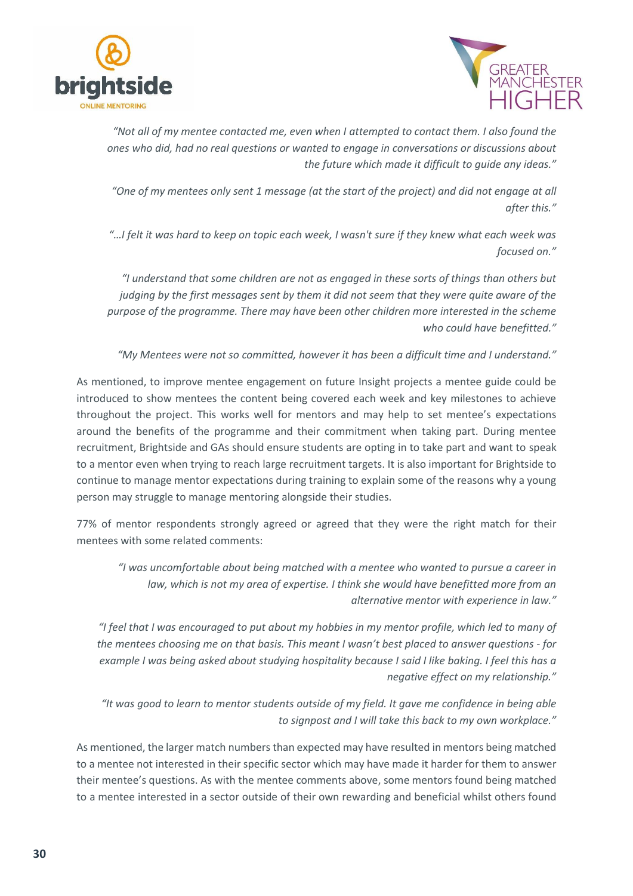*"Not all of my mentee contacted me, even when I attempted to contact them. I also found the ones who did, had no real questions or wanted to engage in conversations or discussions about the future which made it difficult to guide any ideas."*

*"One of my mentees only sent 1 message (at the start of the project) and did not engage at all after this."*

*"…I felt it was hard to keep on topic each week, I wasn't sure if they knew what each week was focused on."*

*"I understand that some children are not as engaged in these sorts of things than others but judging by the first messages sent by them it did not seem that they were quite aware of the purpose of the programme. There may have been other children more interested in the scheme who could have benefitted."*

*"My Mentees were not so committed, however it has been a difficult time and I understand."*

As mentioned, to improve mentee engagement on future Insight projects a mentee guide could be introduced to show mentees the content being covered each week and key milestones to achieve throughout the project. This works well for mentors and may help to set mentee's expectations around the benefits of the programme and their commitment when taking part. During mentee recruitment, Brightside and GAs should ensure students are opting in to take part and want to speak to a mentor even when trying to reach large recruitment targets. It is also important for Brightside to continue to manage mentor expectations during training to explain some of the reasons why a young person may struggle to manage mentoring alongside their studies.

77% of mentor respondents strongly agreed or agreed that they were the right match for their mentees with some related comments:

*"I was uncomfortable about being matched with a mentee who wanted to pursue a career in law, which is not my area of expertise. I think she would have benefitted more from an alternative mentor with experience in law."*

*"I feel that I was encouraged to put about my hobbies in my mentor profile, which led to many of the mentees choosing me on that basis. This meant I wasn't best placed to answer questions - for example I was being asked about studying hospitality because I said I like baking. I feel this has a negative effect on my relationship."*

*"It was good to learn to mentor students outside of my field. It gave me confidence in being able to signpost and I will take this back to my own workplace."*

As mentioned, the larger match numbers than expected may have resulted in mentors being matched to a mentee not interested in their specific sector which may have made it harder for them to answer their mentee's questions. As with the mentee comments above, some mentors found being matched to a mentee interested in a sector outside of their own rewarding and beneficial whilst others found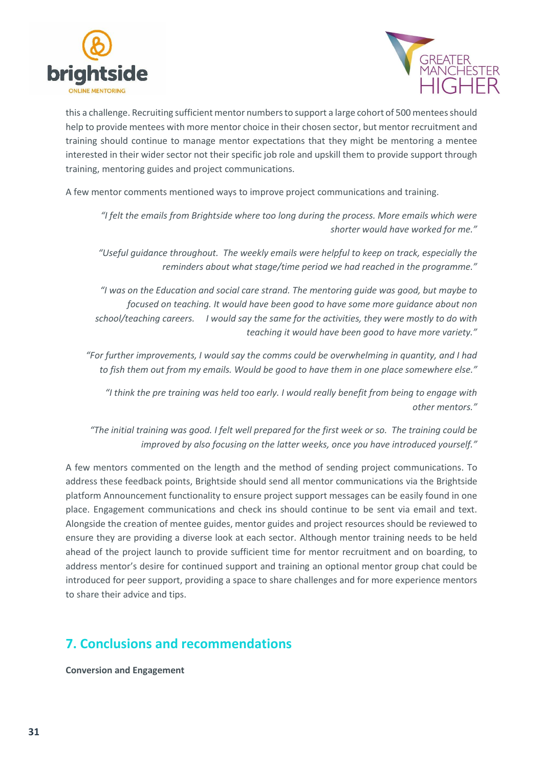this a challenge. Recruiting sufficient mentor numbers to support a large cohort of 500 mentees should help to provide mentees with more mentor choice in their chosen sector, but mentor recruitment and training should continue to manage mentor expectations that they might be mentoring a mentee interested in their wider sector not their specific job role and upskill them to provide support through training, mentoring guides and project communications.

A few mentor comments mentioned ways to improve project communications and training.

> *"I felt the emails from Brightside where too long during the process. More emails which were shorter would have worked for me."*

> *"Useful guidance throughout. The weekly emails were helpful to keep on track, especially the reminders about what stage/time period we had reached in the programme."*

> *"I was on the Education and social care strand. The mentoring guide was good, but maybe to focused on teaching. It would have been good to have some more guidance about non school/teaching careers. I would say the same for the activities, they were mostly to do with teaching it would have been good to have more variety."*

> *"For further improvements, I would say the comms could be overwhelming in quantity, and I had to fish them out from my emails. Would be good to have them in one place somewhere else."*

> *"I think the pre training was held too early. I would really benefit from being to engage with other mentors."*

> *"The initial training was good. I felt well prepared for the first week or so. The training could be improved by also focusing on the latter weeks, once you have introduced yourself."*

A few mentors commented on the length and the method of sending project communications. To address these feedback points, Brightside should send all mentor communications via the Brightside platform Announcement functionality to ensure project support messages can be easily found in one place. Engagement communications and check ins should continue to be sent via email and text. Alongside the creation of mentee guides, mentor guides and project resources should be reviewed to ensure they are providing a diverse look at each sector. Although mentor training needs to be held ahead of the project launch to provide sufficient time for mentor recruitment and on boarding, to address mentor's desire for continued support and training an optional mentor group chat could be introduced for peer support, providing a space to share challenges and for more experience mentors to share their advice and tips.

## 7. Conclusions and recommendations

**Conversion and Engagement**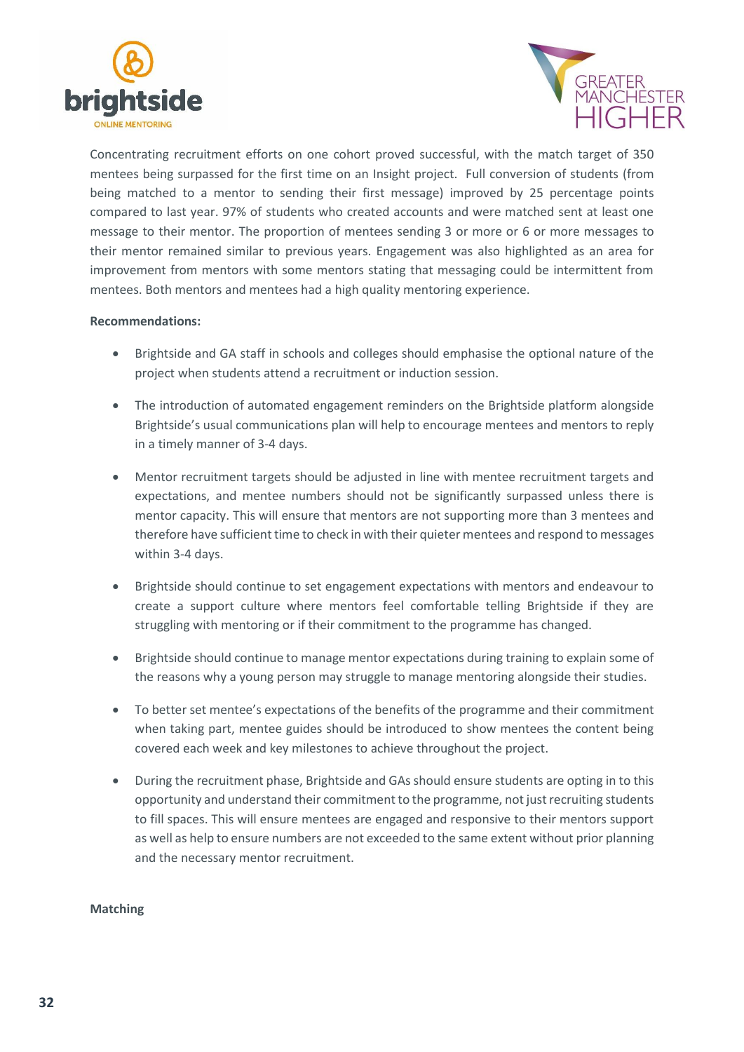Concentrating recruitment efforts on one cohort proved successful, with the match target of 350 mentees being surpassed for the first time on an Insight project. Full conversion of students (from being matched to a mentor to sending their first message) improved by 25 percentage points compared to last year. 97% of students who created accounts and were matched sent at least one message to their mentor. The proportion of mentees sending 3 or more or 6 or more messages to their mentor remained similar to previous years. Engagement was also highlighted as an area for improvement from mentors with some mentors stating that messaging could be intermittent from mentees. Both mentors and mentees had a high quality mentoring experience.

**Recommendations:**

- Brightside and GA staff in schools and colleges should emphasise the optional nature of the project when students attend a recruitment or induction session.
- The introduction of automated engagement reminders on the Brightside platform alongside Brightside's usual communications plan will help to encourage mentees and mentors to reply in a timely manner of 3-4 days.
- Mentor recruitment targets should be adjusted in line with mentee recruitment targets and expectations, and mentee numbers should not be significantly surpassed unless there is mentor capacity. This will ensure that mentors are not supporting more than 3 mentees and therefore have sufficient time to check in with their quieter mentees and respond to messages within 3-4 days.
- Brightside should continue to set engagement expectations with mentors and endeavour to create a support culture where mentors feel comfortable telling Brightside if they are struggling with mentoring or if their commitment to the programme has changed.
- Brightside should continue to manage mentor expectations during training to explain some of the reasons why a young person may struggle to manage mentoring alongside their studies.
- To better set mentee's expectations of the benefits of the programme and their commitment when taking part, mentee guides should be introduced to show mentees the content being covered each week and key milestones to achieve throughout the project.
- During the recruitment phase, Brightside and GAs should ensure students are opting in to this opportunity and understand their commitment to the programme, not just recruiting students to fill spaces. This will ensure mentees are engaged and responsive to their mentors support as well as help to ensure numbers are not exceeded to the same extent without prior planning and the necessary mentor recruitment.

**Matching**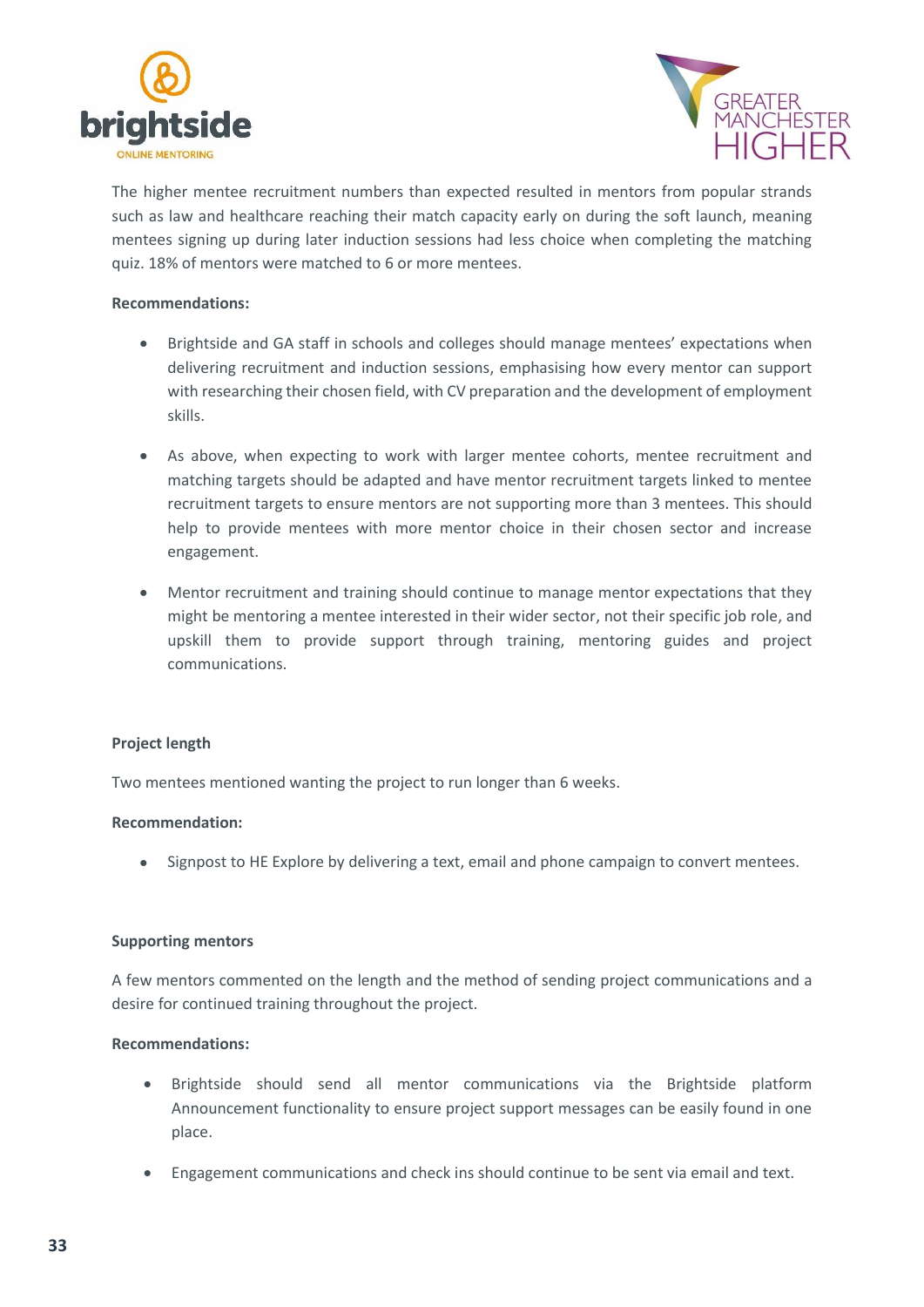The higher mentee recruitment numbers than expected resulted in mentors from popular strands such as law and healthcare reaching their match capacity early on during the soft launch, meaning mentees signing up during later induction sessions had less choice when completing the matching quiz. 18% of mentors were matched to 6 or more mentees.

**Recommendations:**

- Brightside and GA staff in schools and colleges should manage mentees' expectations when delivering recruitment and induction sessions, emphasising how every mentor can support with researching their chosen field, with CV preparation and the development of employment skills.
- As above, when expecting to work with larger mentee cohorts, mentee recruitment and matching targets should be adapted and have mentor recruitment targets linked to mentee recruitment targets to ensure mentors are not supporting more than 3 mentees. This should help to provide mentees with more mentor choice in their chosen sector and increase engagement.
- Mentor recruitment and training should continue to manage mentor expectations that they might be mentoring a mentee interested in their wider sector, not their specific job role, and upskill them to provide support through training, mentoring guides and project communications.

**Project length**

Two mentees mentioned wanting the project to run longer than 6 weeks.

**Recommendation:**

- Signpost to HE Explore by delivering a text, email and phone campaign to convert mentees.

**Supporting mentors**

A few mentors commented on the length and the method of sending project communications and a desire for continued training throughout the project.

**Recommendations:**

- Brightside should send all mentor communications via the Brightside platform Announcement functionality to ensure project support messages can be easily found in one place.
- Engagement communications and check ins should continue to be sent via email and text.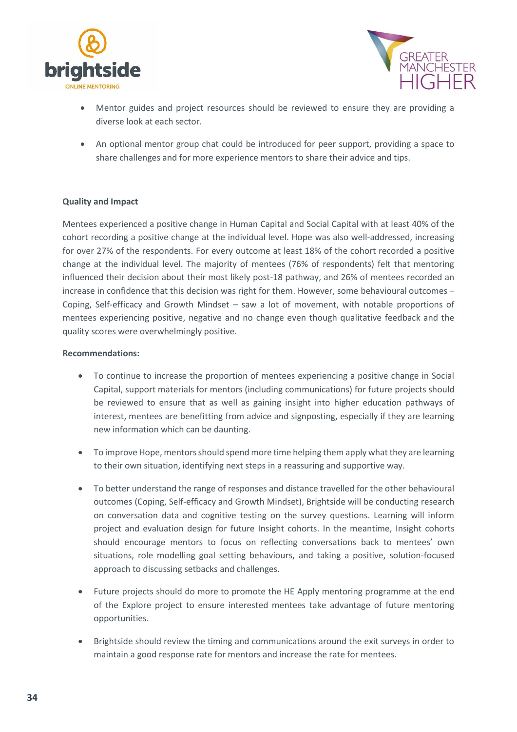- Mentor guides and project resources should be reviewed to ensure they are providing a diverse look at each sector.

- An optional mentor group chat could be introduced for peer support, providing a space to share challenges and for more experience mentors to share their advice and tips.

**Quality and Impact**

Mentees experienced a positive change in Human Capital and Social Capital with at least 40% of the cohort recording a positive change at the individual level. Hope was also well-addressed, increasing for over 27% of the respondents. For every outcome at least 18% of the cohort recorded a positive change at the individual level. The majority of mentees (76% of respondents) felt that mentoring influenced their decision about their most likely post-18 pathway, and 26% of mentees recorded an increase in confidence that this decision was right for them. However, some behavioural outcomes – Coping, Self-efficacy and Growth Mindset – saw a lot of movement, with notable proportions of mentees experiencing positive, negative and no change even though qualitative feedback and the quality scores were overwhelmingly positive.

**Recommendations:**

- To continue to increase the proportion of mentees experiencing a positive change in Social Capital, support materials for mentors (including communications) for future projects should be reviewed to ensure that as well as gaining insight into higher education pathways of interest, mentees are benefitting from advice and signposting, especially if they are learning new information which can be daunting.

- To improve Hope, mentors should spend more time helping them apply what they are learning to their own situation, identifying next steps in a reassuring and supportive way.

- To better understand the range of responses and distance travelled for the other behavioural outcomes (Coping, Self-efficacy and Growth Mindset), Brightside will be conducting research on conversation data and cognitive testing on the survey questions. Learning will inform project and evaluation design for future Insight cohorts. In the meantime, Insight cohorts should encourage mentors to focus on reflecting conversations back to mentees' own situations, role modelling goal setting behaviours, and taking a positive, solution-focused approach to discussing setbacks and challenges.

- Future projects should do more to promote the HE Apply mentoring programme at the end of the Explore project to ensure interested mentees take advantage of future mentoring opportunities.

- Brightside should review the timing and communications around the exit surveys in order to maintain a good response rate for mentors and increase the rate for mentees.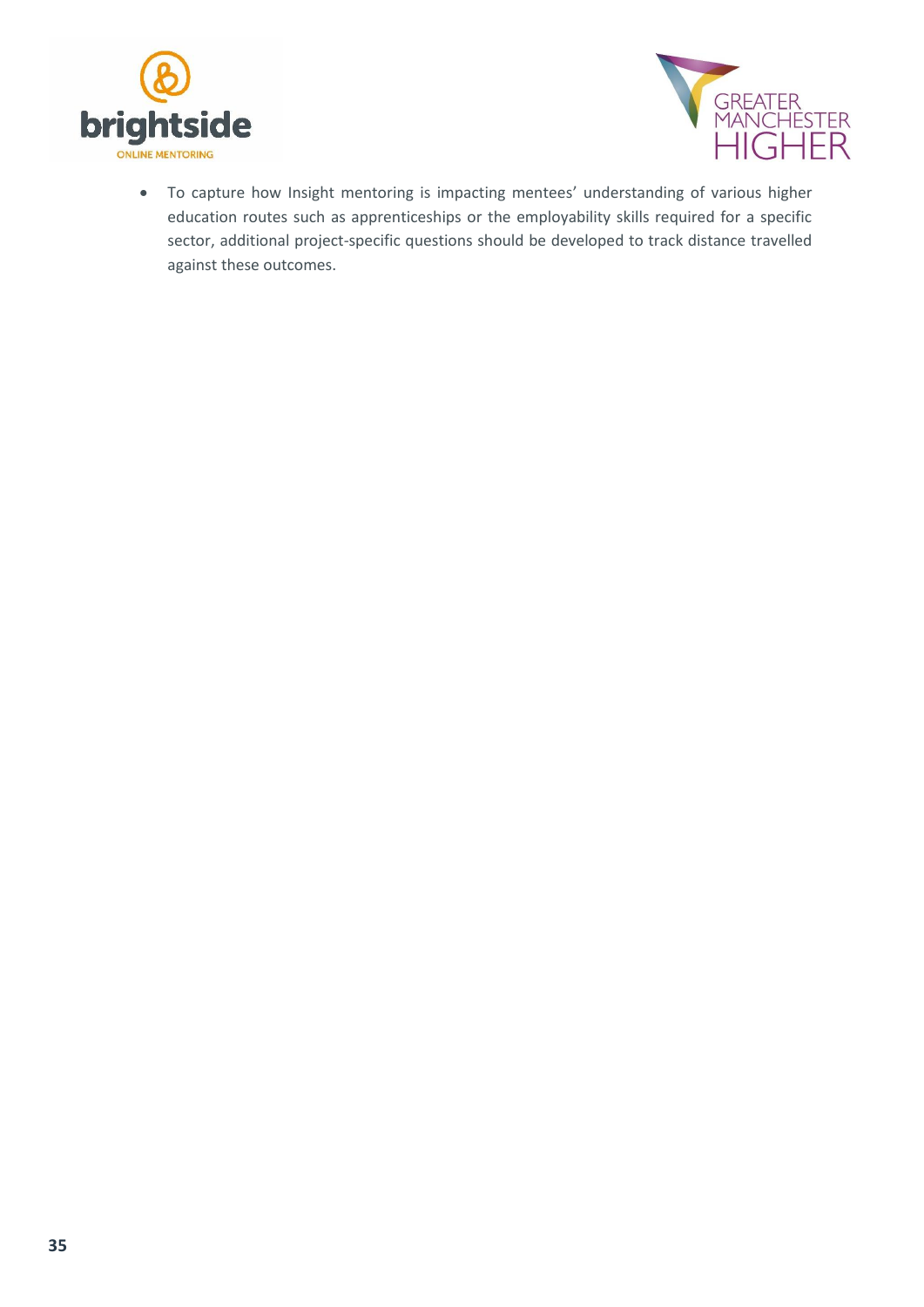- To capture how Insight mentoring is impacting mentees' understanding of various higher education routes such as apprenticeships or the employability skills required for a specific sector, additional project-specific questions should be developed to track distance travelled against these outcomes.